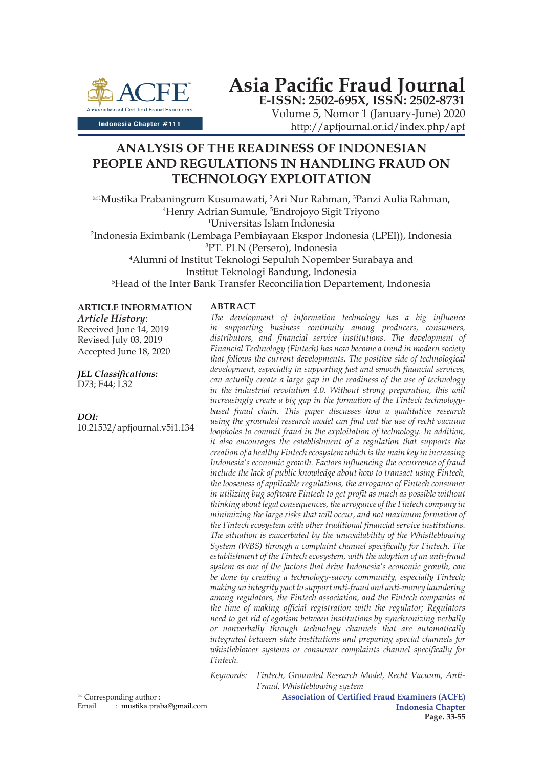# Asia Pacific Fraud Journal

**E-ISSN: 2502-695X, ISSN: 2502-8731**

Volume 5, Nomor 1 (January-June) 2020

http://apfjournal.or.id/index.php/apf

# ANALYSIS OF THE READINESS OF INDONESIAN PEOPLE AND REGULATIONS IN HANDLING FRAUD ON TECHNOLOGY EXPLOITATION

[1]Mustika Prabaningrum Kusumawati, [2]Ari Nur Rahman, [3]Panzi Aulia Rahman, [4]Henry Adrian Sumule, [5]Endrojoyo Sigit Triyono

[1]Universitas Islam Indonesia

[2]Indonesia Eximbank (Lembaga Pembiayaan Ekspor Indonesia (LPEI)), Indonesia

[3]PT. PLN (Persero), Indonesia

[4]Alumni of Institut Teknologi Sepuluh Nopember Surabaya and Institut Teknologi Bandung, Indonesia

[5]Head of the Inter Bank Transfer Reconciliation Departement, Indonesia

**ARTICLE INFORMATION**

***Article History***:
Received June 14, 2019
Revised July 03, 2019
Accepted June 18, 2020

***JEL Classifications:***
D73; E44; L32

***DOI:***
10.21532/apfjournal.v5i1.134

**ABTRACT**

*The development of information technology has a big influence in supporting business continuity among producers, consumers, distributors, and financial service institutions. The development of Financial Technology (Fintech) has now become a trend in modern society that follows the current developments. The positive side of technological development, especially in supporting fast and smooth financial services, can actually create a large gap in the readiness of the use of technology in the industrial revolution 4.0. Without strong preparation, this will increasingly create a big gap in the formation of the Fintech technology-based fraud chain. This paper discusses how a qualitative research using the grounded research model can find out the use of recht vacuum loopholes to commit fraud in the exploitation of technology. In addition, it also encourages the establishment of a regulation that supports the creation of a healthy Fintech ecosystem which is the main key in increasing Indonesia's economic growth. Factors influencing the occurrence of fraud include the lack of public knowledge about how to transact using Fintech, the looseness of applicable regulations, the arrogance of Fintech consumer in utilizing bug software Fintech to get profit as much as possible without thinking about legal consequences, the arrogance of the Fintech company in minimizing the large risks that will occur, and not maximum formation of the Fintech ecosystem with other traditional financial service institutions. The situation is exacerbated by the unavailability of the Whistleblowing System (WBS) through a complaint channel specifically for Fintech. The establishment of the Fintech ecosystem, with the adoption of an anti-fraud system as one of the factors that drive Indonesia's economic growth, can be done by creating a technology-savvy community, especially Fintech; making an integrity pact to support anti-fraud and anti-money laundering among regulators, the Fintech association, and the Fintech companies at the time of making official registration with the regulator; Regulators need to get rid of egotism between institutions by synchronizing verbally or nonverbally through technology channels that are automatically integrated between state institutions and preparing special channels for whistleblower systems or consumer complaints channel specifically for Fintech.*

*Keywords: Fintech, Grounded Research Model, Recht Vacuum, Anti-Fraud, Whistleblowing system*

Corresponding author :
Email : mustika.praba@gmail.com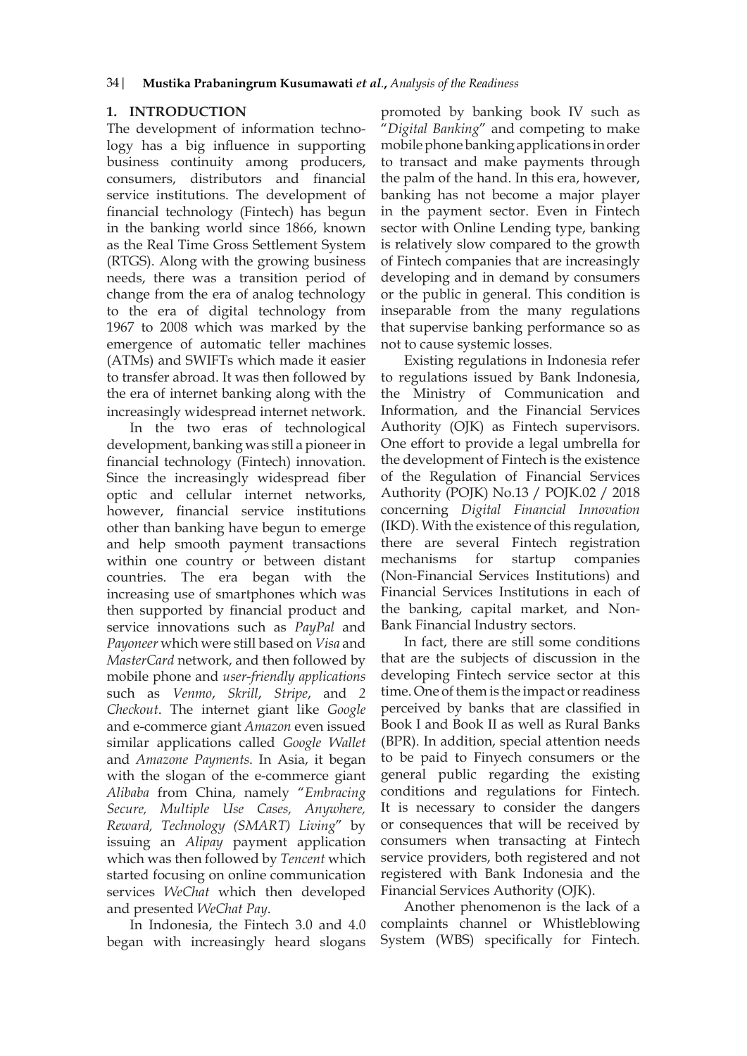## 1. INTRODUCTION

The development of information technology has a big influence in supporting business continuity among producers, consumers, distributors and financial service institutions. The development of financial technology (Fintech) has begun in the banking world since 1866, known as the Real Time Gross Settlement System (RTGS). Along with the growing business needs, there was a transition period of change from the era of analog technology to the era of digital technology from 1967 to 2008 which was marked by the emergence of automatic teller machines (ATMs) and SWIFTs which made it easier to transfer abroad. It was then followed by the era of internet banking along with the increasingly widespread internet network.

In the two eras of technological development, banking was still a pioneer in financial technology (Fintech) innovation. Since the increasingly widespread fiber optic and cellular internet networks, however, financial service institutions other than banking have begun to emerge and help smooth payment transactions within one country or between distant countries. The era began with the increasing use of smartphones which was then supported by financial product and service innovations such as *PayPal* and *Payoneer* which were still based on *Visa* and *MasterCard* network, and then followed by mobile phone and *user-friendly applications* such as *Venmo*, *Skrill*, *Stripe*, and *2 Checkout*. The internet giant like *Google* and e-commerce giant *Amazon* even issued similar applications called *Google Wallet* and *Amazone Payments*. In Asia, it began with the slogan of the e-commerce giant *Alibaba* from China, namely "*Embracing Secure, Multiple Use Cases, Anywhere, Reward, Technology (SMART) Living*" by issuing an *Alipay* payment application which was then followed by *Tencent* which started focusing on online communication services *WeChat* which then developed and presented *WeChat Pay*.

In Indonesia, the Fintech 3.0 and 4.0 began with increasingly heard slogans promoted by banking book IV such as "*Digital Banking*" and competing to make mobile phone banking applications in order to transact and make payments through the palm of the hand. In this era, however, banking has not become a major player in the payment sector. Even in Fintech sector with Online Lending type, banking is relatively slow compared to the growth of Fintech companies that are increasingly developing and in demand by consumers or the public in general. This condition is inseparable from the many regulations that supervise banking performance so as not to cause systemic losses.

Existing regulations in Indonesia refer to regulations issued by Bank Indonesia, the Ministry of Communication and Information, and the Financial Services Authority (OJK) as Fintech supervisors. One effort to provide a legal umbrella for the development of Fintech is the existence of the Regulation of Financial Services Authority (POJK) No.13 / POJK.02 / 2018 concerning *Digital Financial Innovation* (IKD). With the existence of this regulation, there are several Fintech registration mechanisms for startup companies (Non-Financial Services Institutions) and Financial Services Institutions in each of the banking, capital market, and Non-Bank Financial Industry sectors.

In fact, there are still some conditions that are the subjects of discussion in the developing Fintech service sector at this time. One of them is the impact or readiness perceived by banks that are classified in Book I and Book II as well as Rural Banks (BPR). In addition, special attention needs to be paid to Finyech consumers or the general public regarding the existing conditions and regulations for Fintech. It is necessary to consider the dangers or consequences that will be received by consumers when transacting at Fintech service providers, both registered and not registered with Bank Indonesia and the Financial Services Authority (OJK).

Another phenomenon is the lack of a complaints channel or Whistleblowing System (WBS) specifically for Fintech.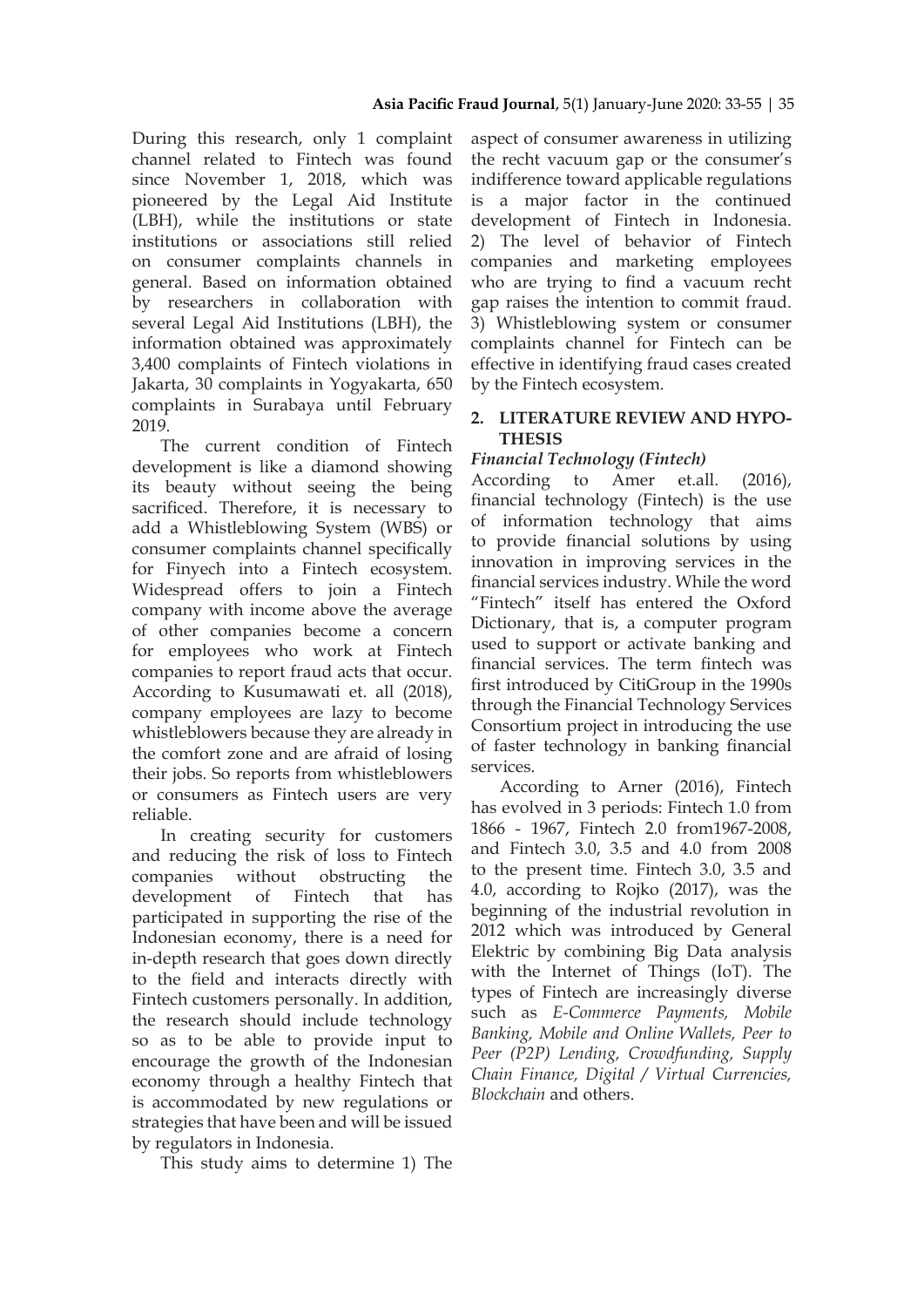During this research, only 1 complaint channel related to Fintech was found since November 1, 2018, which was pioneered by the Legal Aid Institute (LBH), while the institutions or state institutions or associations still relied on consumer complaints channels in general. Based on information obtained by researchers in collaboration with several Legal Aid Institutions (LBH), the information obtained was approximately 3,400 complaints of Fintech violations in Jakarta, 30 complaints in Yogyakarta, 650 complaints in Surabaya until February 2019.

The current condition of Fintech development is like a diamond showing its beauty without seeing the being sacrificed. Therefore, it is necessary to add a Whistleblowing System (WBS) or consumer complaints channel specifically for Finyech into a Fintech ecosystem. Widespread offers to join a Fintech company with income above the average of other companies become a concern for employees who work at Fintech companies to report fraud acts that occur. According to Kusumawati et. all (2018), company employees are lazy to become whistleblowers because they are already in the comfort zone and are afraid of losing their jobs. So reports from whistleblowers or consumers as Fintech users are very reliable.

In creating security for customers and reducing the risk of loss to Fintech companies without obstructing the development of Fintech that has participated in supporting the rise of the Indonesian economy, there is a need for in-depth research that goes down directly to the field and interacts directly with Fintech customers personally. In addition, the research should include technology so as to be able to provide input to encourage the growth of the Indonesian economy through a healthy Fintech that is accommodated by new regulations or strategies that have been and will be issued by regulators in Indonesia.

This study aims to determine 1) The aspect of consumer awareness in utilizing the recht vacuum gap or the consumer's indifference toward applicable regulations is a major factor in the continued development of Fintech in Indonesia. 2) The level of behavior of Fintech companies and marketing employees who are trying to find a vacuum recht gap raises the intention to commit fraud. 3) Whistleblowing system or consumer complaints channel for Fintech can be effective in identifying fraud cases created by the Fintech ecosystem.

## 2. LITERATURE REVIEW AND HYPOTHESIS

### *Financial Technology (Fintech)*

According to Amer et.all. (2016), financial technology (Fintech) is the use of information technology that aims to provide financial solutions by using innovation in improving services in the financial services industry. While the word "Fintech" itself has entered the Oxford Dictionary, that is, a computer program used to support or activate banking and financial services. The term fintech was first introduced by CitiGroup in the 1990s through the Financial Technology Services Consortium project in introducing the use of faster technology in banking financial services.

According to Arner (2016), Fintech has evolved in 3 periods: Fintech 1.0 from 1866 - 1967, Fintech 2.0 from1967-2008, and Fintech 3.0, 3.5 and 4.0 from 2008 to the present time. Fintech 3.0, 3.5 and 4.0, according to Rojko (2017), was the beginning of the industrial revolution in 2012 which was introduced by General Elektric by combining Big Data analysis with the Internet of Things (IoT). The types of Fintech are increasingly diverse such as *E-Commerce Payments, Mobile Banking, Mobile and Online Wallets, Peer to Peer (P2P) Lending, Crowdfunding, Supply Chain Finance, Digital / Virtual Currencies, Blockchain* and others.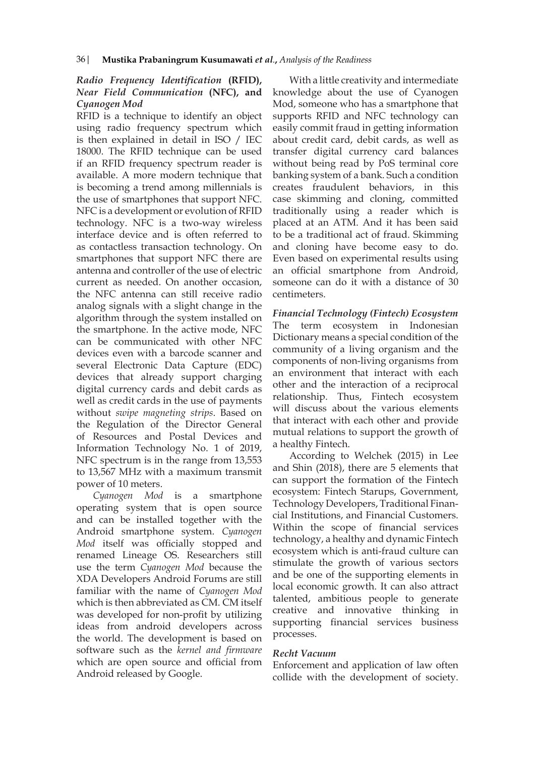### *Radio Frequency Identification* (RFID), *Near Field Communication* (NFC), and *Cyanogen Mod*

RFID is a technique to identify an object using radio frequency spectrum which is then explained in detail in ISO / IEC 18000. The RFID technique can be used if an RFID frequency spectrum reader is available. A more modern technique that is becoming a trend among millennials is the use of smartphones that support NFC. NFC is a development or evolution of RFID technology. NFC is a two-way wireless interface device and is often referred to as contactless transaction technology. On smartphones that support NFC there are antenna and controller of the use of electric current as needed. On another occasion, the NFC antenna can still receive radio analog signals with a slight change in the algorithm through the system installed on the smartphone. In the active mode, NFC can be communicated with other NFC devices even with a barcode scanner and several Electronic Data Capture (EDC) devices that already support charging digital currency cards and debit cards as well as credit cards in the use of payments without *swipe magneting strips*. Based on the Regulation of the Director General of Resources and Postal Devices and Information Technology No. 1 of 2019, NFC spectrum is in the range from 13,553 to 13,567 MHz with a maximum transmit power of 10 meters.

*Cyanogen Mod* is a smartphone operating system that is open source and can be installed together with the Android smartphone system. *Cyanogen Mod* itself was officially stopped and renamed Lineage OS. Researchers still use the term *Cyanogen Mod* because the XDA Developers Android Forums are still familiar with the name of *Cyanogen Mod* which is then abbreviated as CM. CM itself was developed for non-profit by utilizing ideas from android developers across the world. The development is based on software such as the *kernel and firmware* which are open source and official from Android released by Google.

With a little creativity and intermediate knowledge about the use of Cyanogen Mod, someone who has a smartphone that supports RFID and NFC technology can easily commit fraud in getting information about credit card, debit cards, as well as transfer digital currency card balances without being read by PoS terminal core banking system of a bank. Such a condition creates fraudulent behaviors, in this case skimming and cloning, committed traditionally using a reader which is placed at an ATM. And it has been said to be a traditional act of fraud. Skimming and cloning have become easy to do. Even based on experimental results using an official smartphone from Android, someone can do it with a distance of 30 centimeters.

### *Financial Technology (Fintech) Ecosystem*

The term ecosystem in Indonesian Dictionary means a special condition of the community of a living organism and the components of non-living organisms from an environment that interact with each other and the interaction of a reciprocal relationship. Thus, Fintech ecosystem will discuss about the various elements that interact with each other and provide mutual relations to support the growth of a healthy Fintech.

According to Welchek (2015) in Lee and Shin (2018), there are 5 elements that can support the formation of the Fintech ecosystem: Fintech Starups, Government, Technology Developers, Traditional Financial Institutions, and Financial Customers. Within the scope of financial services technology, a healthy and dynamic Fintech ecosystem which is anti-fraud culture can stimulate the growth of various sectors and be one of the supporting elements in local economic growth. It can also attract talented, ambitious people to generate creative and innovative thinking in supporting financial services business processes.

### *Recht Vacuum*

Enforcement and application of law often collide with the development of society.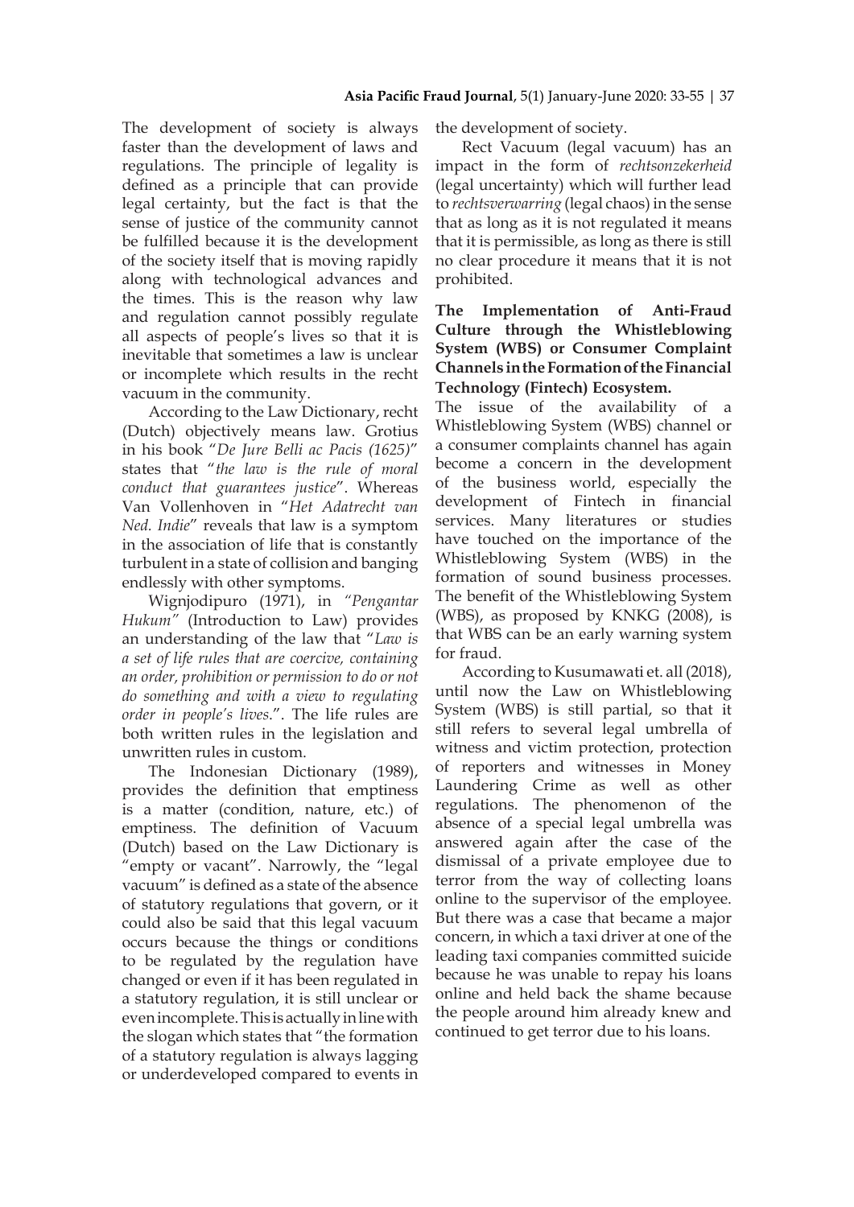The development of society is always faster than the development of laws and regulations. The principle of legality is defined as a principle that can provide legal certainty, but the fact is that the sense of justice of the community cannot be fulfilled because it is the development of the society itself that is moving rapidly along with technological advances and the times. This is the reason why law and regulation cannot possibly regulate all aspects of people's lives so that it is inevitable that sometimes a law is unclear or incomplete which results in the recht vacuum in the community.

According to the Law Dictionary, recht (Dutch) objectively means law. Grotius in his book "*De Jure Belli ac Pacis (1625)*" states that "*the law is the rule of moral conduct that guarantees justice*". Whereas Van Vollenhoven in "*Het Adatrecht van Ned. Indie*" reveals that law is a symptom in the association of life that is constantly turbulent in a state of collision and banging endlessly with other symptoms.

Wignjodipuro (1971), in *"Pengantar Hukum"* (Introduction to Law) provides an understanding of the law that "*Law is a set of life rules that are coercive, containing an order, prohibition or permission to do or not do something and with a view to regulating order in people's lives.*". The life rules are both written rules in the legislation and unwritten rules in custom.

The Indonesian Dictionary (1989), provides the definition that emptiness is a matter (condition, nature, etc.) of emptiness. The definition of Vacuum (Dutch) based on the Law Dictionary is "empty or vacant". Narrowly, the "legal vacuum" is defined as a state of the absence of statutory regulations that govern, or it could also be said that this legal vacuum occurs because the things or conditions to be regulated by the regulation have changed or even if it has been regulated in a statutory regulation, it is still unclear or even incomplete. This is actually in line with the slogan which states that "the formation of a statutory regulation is always lagging or underdeveloped compared to events in the development of society.

Rect Vacuum (legal vacuum) has an impact in the form of *rechtsonzekerheid* (legal uncertainty) which will further lead to *rechtsverwarring* (legal chaos) in the sense that as long as it is not regulated it means that it is permissible, as long as there is still no clear procedure it means that it is not prohibited.

**The Implementation of Anti-Fraud Culture through the Whistleblowing System (WBS) or Consumer Complaint Channels in the Formation of the Financial Technology (Fintech) Ecosystem.**

The issue of the availability of a Whistleblowing System (WBS) channel or a consumer complaints channel has again become a concern in the development of the business world, especially the development of Fintech in financial services. Many literatures or studies have touched on the importance of the Whistleblowing System (WBS) in the formation of sound business processes. The benefit of the Whistleblowing System (WBS), as proposed by KNKG (2008), is that WBS can be an early warning system for fraud.

According to Kusumawati et. all (2018), until now the Law on Whistleblowing System (WBS) is still partial, so that it still refers to several legal umbrella of witness and victim protection, protection of reporters and witnesses in Money Laundering Crime as well as other regulations. The phenomenon of the absence of a special legal umbrella was answered again after the case of the dismissal of a private employee due to terror from the way of collecting loans online to the supervisor of the employee. But there was a case that became a major concern, in which a taxi driver at one of the leading taxi companies committed suicide because he was unable to repay his loans online and held back the shame because the people around him already knew and continued to get terror due to his loans.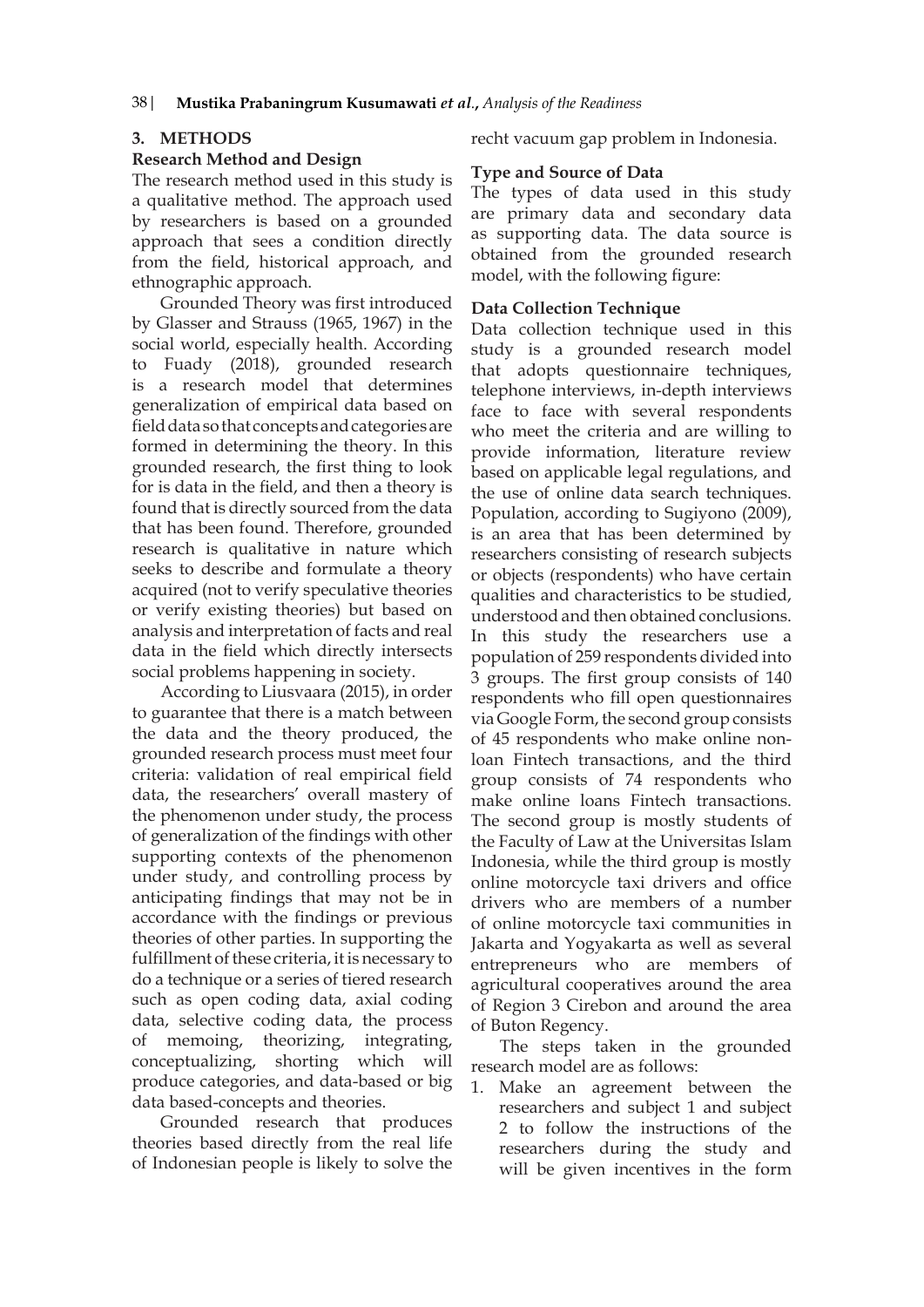## 3. METHODS

### Research Method and Design

The research method used in this study is a qualitative method. The approach used by researchers is based on a grounded approach that sees a condition directly from the field, historical approach, and ethnographic approach.

Grounded Theory was first introduced by Glasser and Strauss (1965, 1967) in the social world, especially health. According to Fuady (2018), grounded research is a research model that determines generalization of empirical data based on field data so that concepts and categories are formed in determining the theory. In this grounded research, the first thing to look for is data in the field, and then a theory is found that is directly sourced from the data that has been found. Therefore, grounded research is qualitative in nature which seeks to describe and formulate a theory acquired (not to verify speculative theories or verify existing theories) but based on analysis and interpretation of facts and real data in the field which directly intersects social problems happening in society.

According to Liusvaara (2015), in order to guarantee that there is a match between the data and the theory produced, the grounded research process must meet four criteria: validation of real empirical field data, the researchers' overall mastery of the phenomenon under study, the process of generalization of the findings with other supporting contexts of the phenomenon under study, and controlling process by anticipating findings that may not be in accordance with the findings or previous theories of other parties. In supporting the fulfillment of these criteria, it is necessary to do a technique or a series of tiered research such as open coding data, axial coding data, selective coding data, the process of memoing, theorizing, integrating, conceptualizing, shorting which will produce categories, and data-based or big data based-concepts and theories.

Grounded research that produces theories based directly from the real life of Indonesian people is likely to solve the recht vacuum gap problem in Indonesia.

### Type and Source of Data

The types of data used in this study are primary data and secondary data as supporting data. The data source is obtained from the grounded research model, with the following figure:

### Data Collection Technique

Data collection technique used in this study is a grounded research model that adopts questionnaire techniques, telephone interviews, in-depth interviews face to face with several respondents who meet the criteria and are willing to provide information, literature review based on applicable legal regulations, and the use of online data search techniques. Population, according to Sugiyono (2009), is an area that has been determined by researchers consisting of research subjects or objects (respondents) who have certain qualities and characteristics to be studied, understood and then obtained conclusions. In this study the researchers use a population of 259 respondents divided into 3 groups. The first group consists of 140 respondents who fill open questionnaires via Google Form, the second group consists of 45 respondents who make online non-loan Fintech transactions, and the third group consists of 74 respondents who make online loans Fintech transactions. The second group is mostly students of the Faculty of Law at the Universitas Islam Indonesia, while the third group is mostly online motorcycle taxi drivers and office drivers who are members of a number of online motorcycle taxi communities in Jakarta and Yogyakarta as well as several entrepreneurs who are members of agricultural cooperatives around the area of Region 3 Cirebon and around the area of Buton Regency.

The steps taken in the grounded research model are as follows:

1. Make an agreement between the researchers and subject 1 and subject 2 to follow the instructions of the researchers during the study and will be given incentives in the form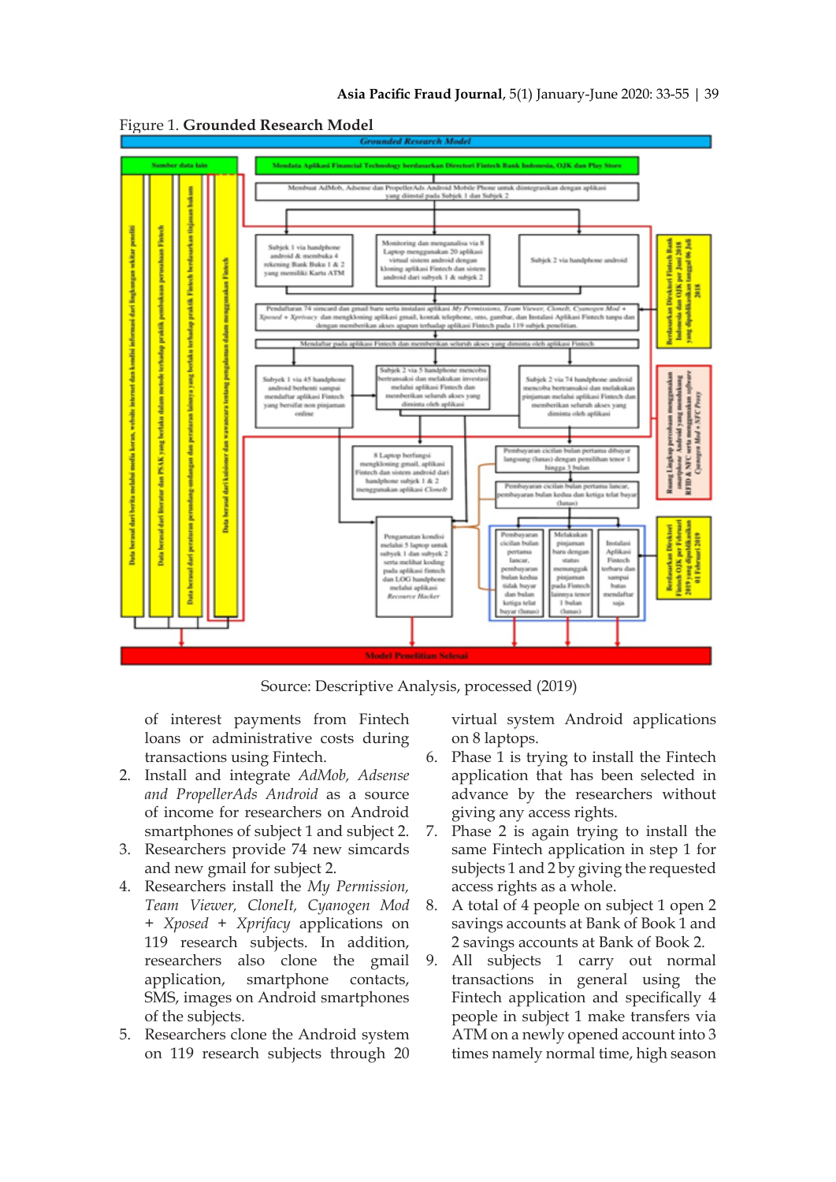Figure 1. **Grounded Research Model**

Source: Descriptive Analysis, processed (2019)

of interest payments from Fintech loans or administrative costs during transactions using Fintech.

2. Install and integrate *AdMob, Adsense and PropellerAds Android* as a source of income for researchers on Android smartphones of subject 1 and subject 2.
3. Researchers provide 74 new simcards and new gmail for subject 2.
4. Researchers install the *My Permission, Team Viewer, CloneIt, Cyanogen Mod + Xposed + Xprifacy* applications on 119 research subjects. In addition, researchers also clone the gmail application, smartphone contacts, SMS, images on Android smartphones of the subjects.
5. Researchers clone the Android system on 119 research subjects through 20 virtual system Android applications on 8 laptops.
6. Phase 1 is trying to install the Fintech application that has been selected in advance by the researchers without giving any access rights.
7. Phase 2 is again trying to install the same Fintech application in step 1 for subjects 1 and 2 by giving the requested access rights as a whole.
8. A total of 4 people on subject 1 open 2 savings accounts at Bank of Book 1 and 2 savings accounts at Bank of Book 2.
9. All subjects 1 carry out normal transactions in general using the Fintech application and specifically 4 people in subject 1 make transfers via ATM on a newly opened account into 3 times namely normal time, high season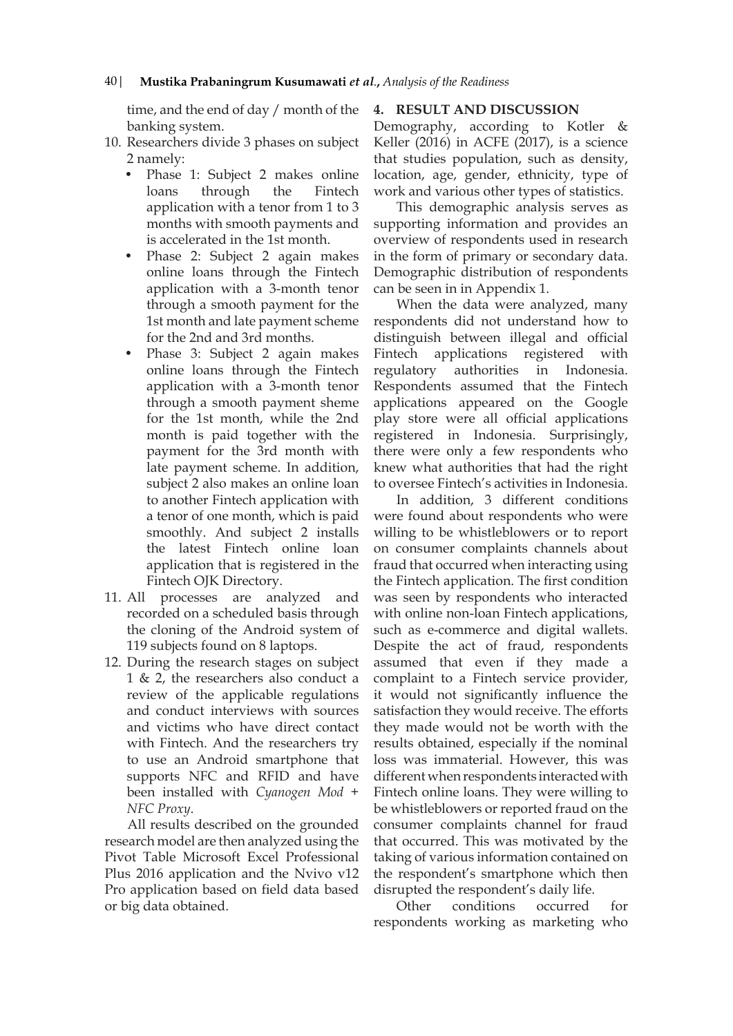time, and the end of day / month of the banking system.

10. Researchers divide 3 phases on subject 2 namely:
    - Phase 1: Subject 2 makes online loans through the Fintech application with a tenor from 1 to 3 months with smooth payments and is accelerated in the 1st month.
    - Phase 2: Subject 2 again makes online loans through the Fintech application with a 3-month tenor through a smooth payment for the 1st month and late payment scheme for the 2nd and 3rd months.
    - Phase 3: Subject 2 again makes online loans through the Fintech application with a 3-month tenor through a smooth payment sheme for the 1st month, while the 2nd month is paid together with the payment for the 3rd month with late payment scheme. In addition, subject 2 also makes an online loan to another Fintech application with a tenor of one month, which is paid smoothly. And subject 2 installs the latest Fintech online loan application that is registered in the Fintech OJK Directory.
11. All processes are analyzed and recorded on a scheduled basis through the cloning of the Android system of 119 subjects found on 8 laptops.
12. During the research stages on subject 1 & 2, the researchers also conduct a review of the applicable regulations and conduct interviews with sources and victims who have direct contact with Fintech. And the researchers try to use an Android smartphone that supports NFC and RFID and have been installed with *Cyanogen Mod + NFC Proxy*.

All results described on the grounded research model are then analyzed using the Pivot Table Microsoft Excel Professional Plus 2016 application and the Nvivo v12 Pro application based on field data based or big data obtained.

## 4. RESULT AND DISCUSSION

Demography, according to Kotler & Keller (2016) in ACFE (2017), is a science that studies population, such as density, location, age, gender, ethnicity, type of work and various other types of statistics.

This demographic analysis serves as supporting information and provides an overview of respondents used in research in the form of primary or secondary data. Demographic distribution of respondents can be seen in in Appendix 1.

When the data were analyzed, many respondents did not understand how to distinguish between illegal and official Fintech applications registered with regulatory authorities in Indonesia. Respondents assumed that the Fintech applications appeared on the Google play store were all official applications registered in Indonesia. Surprisingly, there were only a few respondents who knew what authorities that had the right to oversee Fintech's activities in Indonesia.

In addition, 3 different conditions were found about respondents who were willing to be whistleblowers or to report on consumer complaints channels about fraud that occurred when interacting using the Fintech application. The first condition was seen by respondents who interacted with online non-loan Fintech applications, such as e-commerce and digital wallets. Despite the act of fraud, respondents assumed that even if they made a complaint to a Fintech service provider, it would not significantly influence the satisfaction they would receive. The efforts they made would not be worth with the results obtained, especially if the nominal loss was immaterial. However, this was different when respondents interacted with Fintech online loans. They were willing to be whistleblowers or reported fraud on the consumer complaints channel for fraud that occurred. This was motivated by the taking of various information contained on the respondent's smartphone which then disrupted the respondent's daily life.

Other conditions occurred for respondents working as marketing who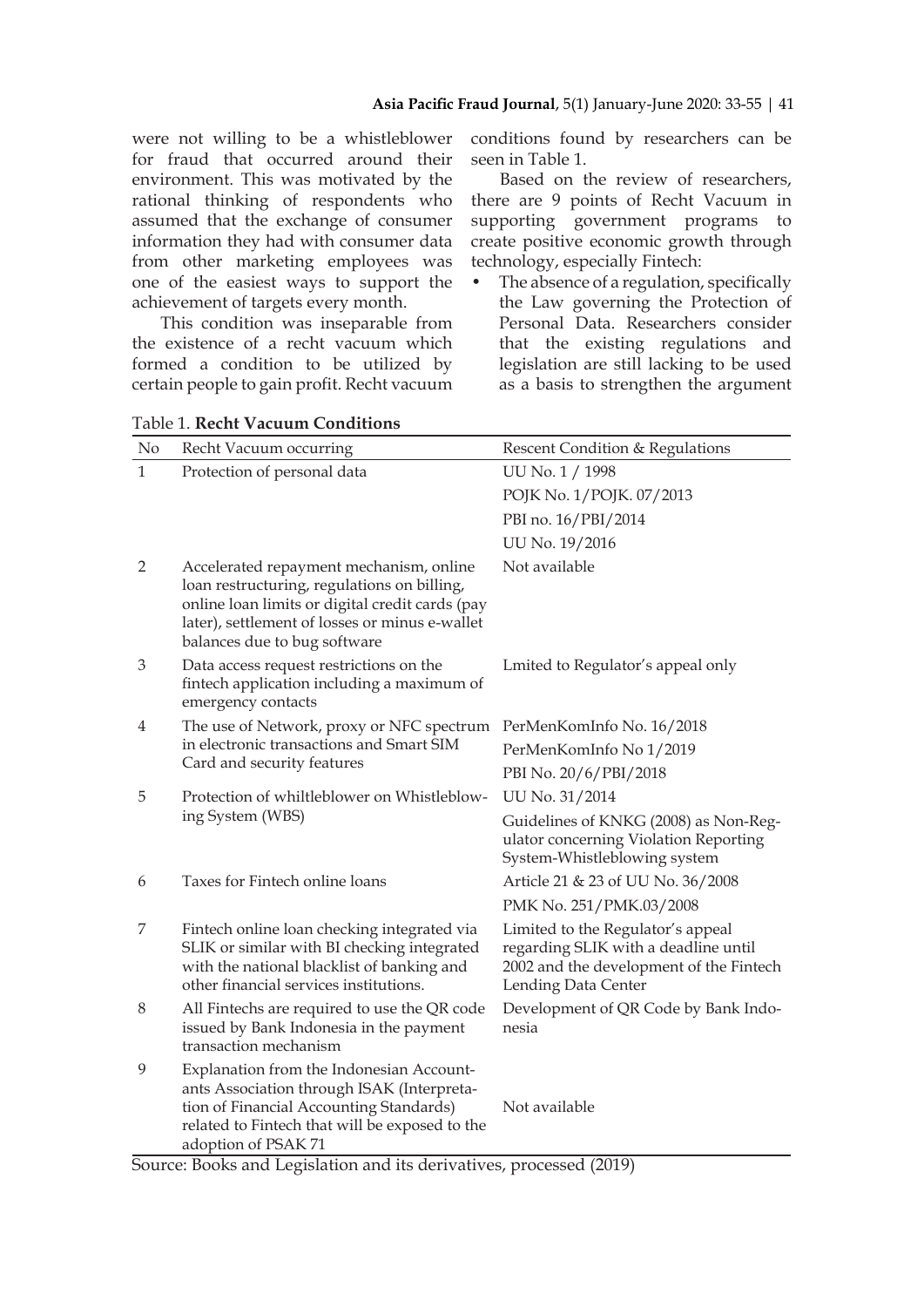were not willing to be a whistleblower for fraud that occurred around their environment. This was motivated by the rational thinking of respondents who assumed that the exchange of consumer information they had with consumer data from other marketing employees was one of the easiest ways to support the achievement of targets every month.

This condition was inseparable from the existence of a recht vacuum which formed a condition to be utilized by certain people to gain profit. Recht vacuum conditions found by researchers can be seen in Table 1.

Based on the review of researchers, there are 9 points of Recht Vacuum in supporting government programs to create positive economic growth through technology, especially Fintech:

- The absence of a regulation, specifically the Law governing the Protection of Personal Data. Researchers consider that the existing regulations and legislation are still lacking to be used as a basis to strengthen the argument

Table 1. **Recht Vacuum Conditions**

| No | Recht Vacuum occurring | Rescent Condition & Regulations |
|---|---|---|
| 1 | Protection of personal data | UU No. 1 / 1998 |
| | | POJK No. 1/POJK. 07/2013 |
| | | PBI no. 16/PBI/2014 |
| | | UU No. 19/2016 |
| 2 | Accelerated repayment mechanism, online loan restructuring, regulations on billing, online loan limits or digital credit cards (pay later), settlement of losses or minus e-wallet balances due to bug software | Not available |
| 3 | Data access request restrictions on the fintech application including a maximum of emergency contacts | Lmited to Regulator's appeal only |
| 4 | The use of Network, proxy or NFC spectrum in electronic transactions and Smart SIM Card and security features | PerMenKomInfo No. 16/2018 |
| | | PerMenKomInfo No 1/2019 |
| | | PBI No. 20/6/PBI/2018 |
| 5 | Protection of whiltleblower on Whistleblowing System (WBS) | UU No. 31/2014 |
| | | Guidelines of KNKG (2008) as Non-Regulator concerning Violation Reporting System-Whistleblowing system |
| 6 | Taxes for Fintech online loans | Article 21 & 23 of UU No. 36/2008 |
| | | PMK No. 251/PMK.03/2008 |
| 7 | Fintech online loan checking integrated via SLIK or similar with BI checking integrated with the national blacklist of banking and other financial services institutions. | Limited to the Regulator's appeal regarding SLIK with a deadline until 2002 and the development of the Fintech Lending Data Center |
| 8 | All Fintechs are required to use the QR code issued by Bank Indonesia in the payment transaction mechanism | Development of QR Code by Bank Indonesia |
| 9 | Explanation from the Indonesian Accountants Association through ISAK (Interpretation of Financial Accounting Standards) related to Fintech that will be exposed to the adoption of PSAK 71 | Not available |

Source: Books and Legislation and its derivatives, processed (2019)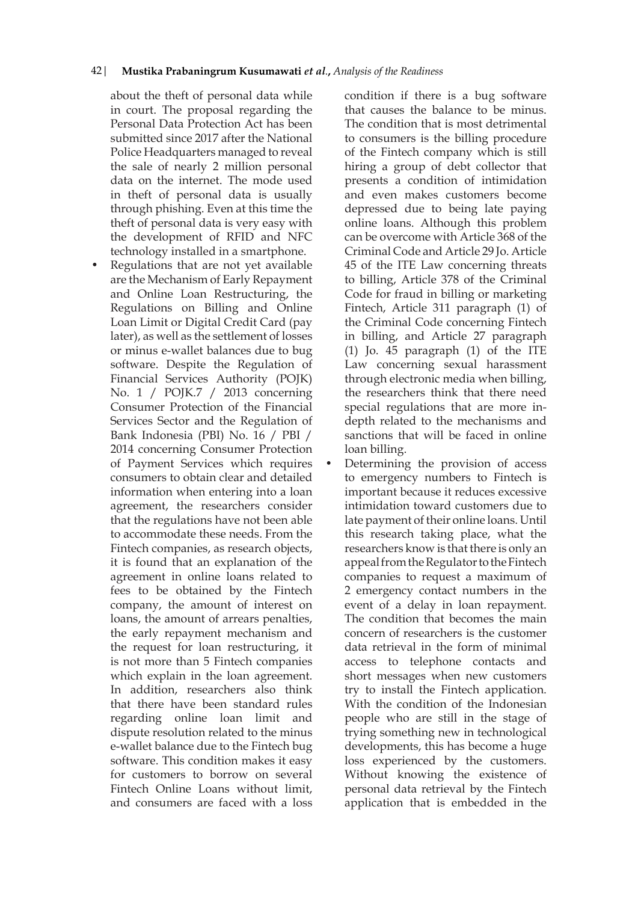about the theft of personal data while in court. The proposal regarding the Personal Data Protection Act has been submitted since 2017 after the National Police Headquarters managed to reveal the sale of nearly 2 million personal data on the internet. The mode used in theft of personal data is usually through phishing. Even at this time the theft of personal data is very easy with the development of RFID and NFC technology installed in a smartphone.

- Regulations that are not yet available are the Mechanism of Early Repayment and Online Loan Restructuring, the Regulations on Billing and Online Loan Limit or Digital Credit Card (pay later), as well as the settlement of losses or minus e-wallet balances due to bug software. Despite the Regulation of Financial Services Authority (POJK) No. 1 / POJK.7 / 2013 concerning Consumer Protection of the Financial Services Sector and the Regulation of Bank Indonesia (PBI) No. 16 / PBI / 2014 concerning Consumer Protection of Payment Services which requires consumers to obtain clear and detailed information when entering into a loan agreement, the researchers consider that the regulations have not been able to accommodate these needs. From the Fintech companies, as research objects, it is found that an explanation of the agreement in online loans related to fees to be obtained by the Fintech company, the amount of interest on loans, the amount of arrears penalties, the early repayment mechanism and the request for loan restructuring, it is not more than 5 Fintech companies which explain in the loan agreement. In addition, researchers also think that there have been standard rules regarding online loan limit and dispute resolution related to the minus e-wallet balance due to the Fintech bug software. This condition makes it easy for customers to borrow on several Fintech Online Loans without limit, and consumers are faced with a loss condition if there is a bug software that causes the balance to be minus. The condition that is most detrimental to consumers is the billing procedure of the Fintech company which is still hiring a group of debt collector that presents a condition of intimidation and even makes customers become depressed due to being late paying online loans. Although this problem can be overcome with Article 368 of the Criminal Code and Article 29 Jo. Article 45 of the ITE Law concerning threats to billing, Article 378 of the Criminal Code for fraud in billing or marketing Fintech, Article 311 paragraph (1) of the Criminal Code concerning Fintech in billing, and Article 27 paragraph (1) Jo. 45 paragraph (1) of the ITE Law concerning sexual harassment through electronic media when billing, the researchers think that there need special regulations that are more in-depth related to the mechanisms and sanctions that will be faced in online loan billing.
- Determining the provision of access to emergency numbers to Fintech is important because it reduces excessive intimidation toward customers due to late payment of their online loans. Until this research taking place, what the researchers know is that there is only an appeal from the Regulator to the Fintech companies to request a maximum of 2 emergency contact numbers in the event of a delay in loan repayment. The condition that becomes the main concern of researchers is the customer data retrieval in the form of minimal access to telephone contacts and short messages when new customers try to install the Fintech application. With the condition of the Indonesian people who are still in the stage of trying something new in technological developments, this has become a huge loss experienced by the customers. Without knowing the existence of personal data retrieval by the Fintech application that is embedded in the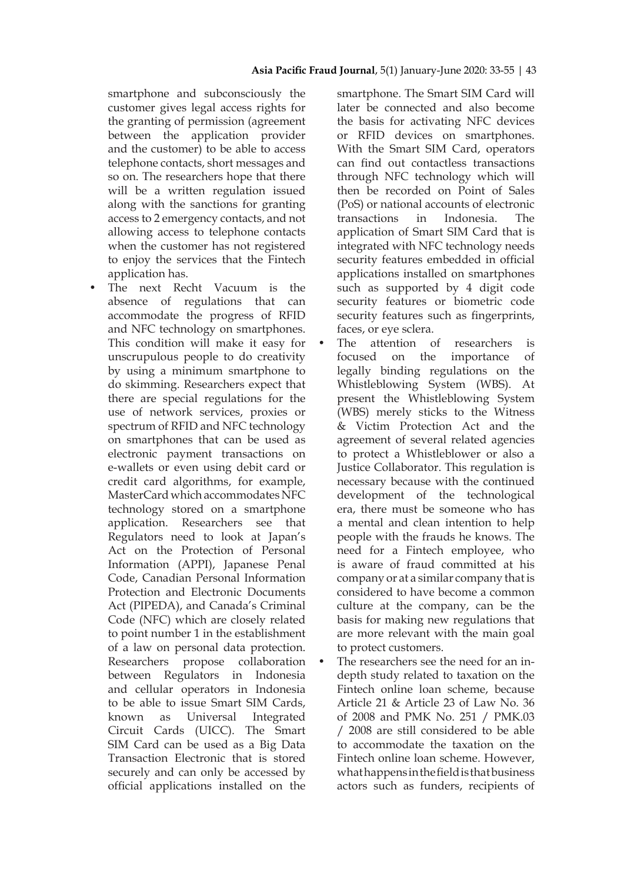smartphone and subconsciously the customer gives legal access rights for the granting of permission (agreement between the application provider and the customer) to be able to access telephone contacts, short messages and so on. The researchers hope that there will be a written regulation issued along with the sanctions for granting access to 2 emergency contacts, and not allowing access to telephone contacts when the customer has not registered to enjoy the services that the Fintech application has.

- The next Recht Vacuum is the absence of regulations that can accommodate the progress of RFID and NFC technology on smartphones. This condition will make it easy for unscrupulous people to do creativity by using a minimum smartphone to do skimming. Researchers expect that there are special regulations for the use of network services, proxies or spectrum of RFID and NFC technology on smartphones that can be used as electronic payment transactions on e-wallets or even using debit card or credit card algorithms, for example, MasterCard which accommodates NFC technology stored on a smartphone application. Researchers see that Regulators need to look at Japan's Act on the Protection of Personal Information (APPI), Japanese Penal Code, Canadian Personal Information Protection and Electronic Documents Act (PIPEDA), and Canada's Criminal Code (NFC) which are closely related to point number 1 in the establishment of a law on personal data protection. Researchers propose collaboration between Regulators in Indonesia and cellular operators in Indonesia to be able to issue Smart SIM Cards, known as Universal Integrated Circuit Cards (UICC). The Smart SIM Card can be used as a Big Data Transaction Electronic that is stored securely and can only be accessed by official applications installed on the smartphone. The Smart SIM Card will later be connected and also become the basis for activating NFC devices or RFID devices on smartphones. With the Smart SIM Card, operators can find out contactless transactions through NFC technology which will then be recorded on Point of Sales (PoS) or national accounts of electronic transactions in Indonesia. The application of Smart SIM Card that is integrated with NFC technology needs security features embedded in official applications installed on smartphones such as supported by 4 digit code security features or biometric code security features such as fingerprints, faces, or eye sclera.
- The attention of researchers is focused on the importance of legally binding regulations on the Whistleblowing System (WBS). At present the Whistleblowing System (WBS) merely sticks to the Witness & Victim Protection Act and the agreement of several related agencies to protect a Whistleblower or also a Justice Collaborator. This regulation is necessary because with the continued development of the technological era, there must be someone who has a mental and clean intention to help people with the frauds he knows. The need for a Fintech employee, who is aware of fraud committed at his company or at a similar company that is considered to have become a common culture at the company, can be the basis for making new regulations that are more relevant with the main goal to protect customers.
- The researchers see the need for an in-depth study related to taxation on the Fintech online loan scheme, because Article 21 & Article 23 of Law No. 36 of 2008 and PMK No. 251 / PMK.03 / 2008 are still considered to be able to accommodate the taxation on the Fintech online loan scheme. However, what happens in the field is that business actors such as funders, recipients of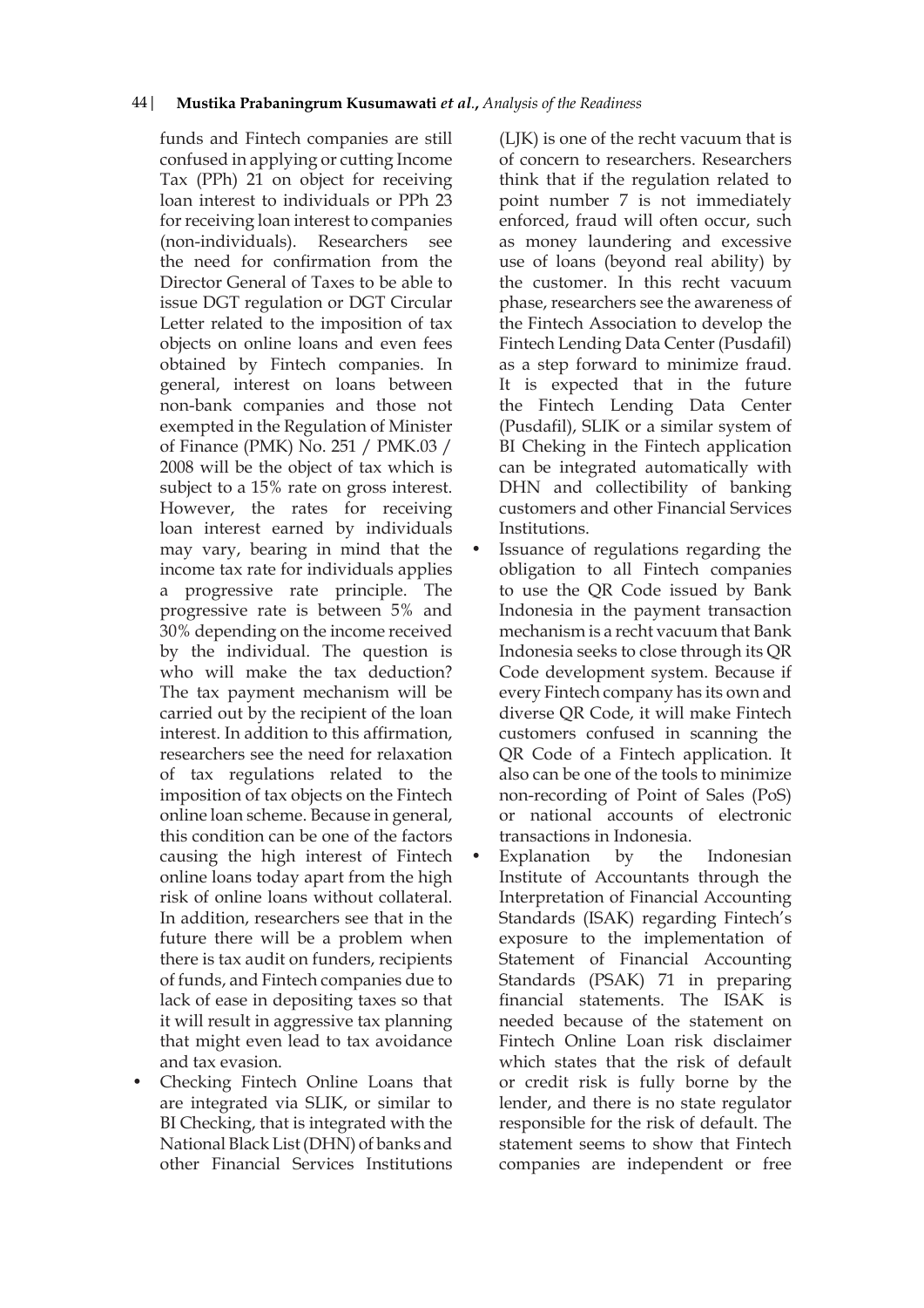funds and Fintech companies are still confused in applying or cutting Income Tax (PPh) 21 on object for receiving loan interest to individuals or PPh 23 for receiving loan interest to companies (non-individuals). Researchers see the need for confirmation from the Director General of Taxes to be able to issue DGT regulation or DGT Circular Letter related to the imposition of tax objects on online loans and even fees obtained by Fintech companies. In general, interest on loans between non-bank companies and those not exempted in the Regulation of Minister of Finance (PMK) No. 251 / PMK.03 / 2008 will be the object of tax which is subject to a 15% rate on gross interest. However, the rates for receiving loan interest earned by individuals may vary, bearing in mind that the income tax rate for individuals applies a progressive rate principle. The progressive rate is between 5% and 30% depending on the income received by the individual. The question is who will make the tax deduction? The tax payment mechanism will be carried out by the recipient of the loan interest. In addition to this affirmation, researchers see the need for relaxation of tax regulations related to the imposition of tax objects on the Fintech online loan scheme. Because in general, this condition can be one of the factors causing the high interest of Fintech online loans today apart from the high risk of online loans without collateral. In addition, researchers see that in the future there will be a problem when there is tax audit on funders, recipients of funds, and Fintech companies due to lack of ease in depositing taxes so that it will result in aggressive tax planning that might even lead to tax avoidance and tax evasion.

- Checking Fintech Online Loans that are integrated via SLIK, or similar to BI Checking, that is integrated with the National Black List (DHN) of banks and other Financial Services Institutions (LJK) is one of the recht vacuum that is of concern to researchers. Researchers think that if the regulation related to point number 7 is not immediately enforced, fraud will often occur, such as money laundering and excessive use of loans (beyond real ability) by the customer. In this recht vacuum phase, researchers see the awareness of the Fintech Association to develop the Fintech Lending Data Center (Pusdafil) as a step forward to minimize fraud. It is expected that in the future the Fintech Lending Data Center (Pusdafil), SLIK or a similar system of BI Cheking in the Fintech application can be integrated automatically with DHN and collectibility of banking customers and other Financial Services Institutions.
- Issuance of regulations regarding the obligation to all Fintech companies to use the QR Code issued by Bank Indonesia in the payment transaction mechanism is a recht vacuum that Bank Indonesia seeks to close through its QR Code development system. Because if every Fintech company has its own and diverse QR Code, it will make Fintech customers confused in scanning the QR Code of a Fintech application. It also can be one of the tools to minimize non-recording of Point of Sales (PoS) or national accounts of electronic transactions in Indonesia.
- Explanation by the Indonesian Institute of Accountants through the Interpretation of Financial Accounting Standards (ISAK) regarding Fintech's exposure to the implementation of Statement of Financial Accounting Standards (PSAK) 71 in preparing financial statements. The ISAK is needed because of the statement on Fintech Online Loan risk disclaimer which states that the risk of default or credit risk is fully borne by the lender, and there is no state regulator responsible for the risk of default. The statement seems to show that Fintech companies are independent or free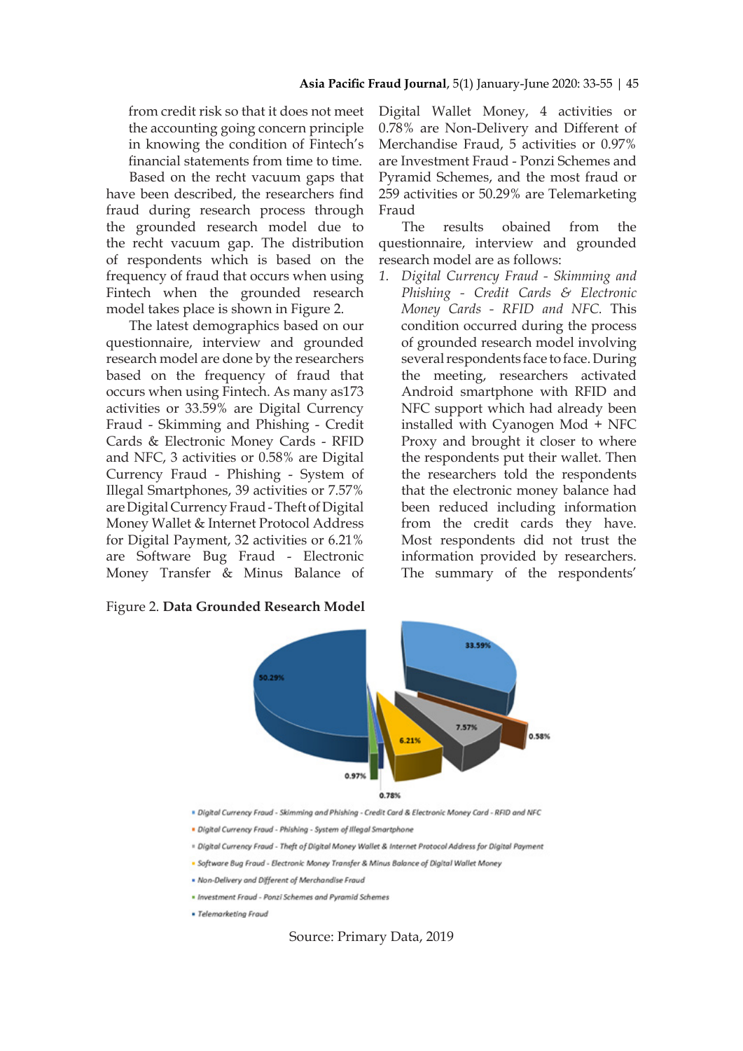from credit risk so that it does not meet the accounting going concern principle in knowing the condition of Fintech's financial statements from time to time.

Based on the recht vacuum gaps that have been described, the researchers find fraud during research process through the grounded research model due to the recht vacuum gap. The distribution of respondents which is based on the frequency of fraud that occurs when using Fintech when the grounded research model takes place is shown in Figure 2.

The latest demographics based on our questionnaire, interview and grounded research model are done by the researchers based on the frequency of fraud that occurs when using Fintech. As many as173 activities or 33.59% are Digital Currency Fraud - Skimming and Phishing - Credit Cards & Electronic Money Cards - RFID and NFC, 3 activities or 0.58% are Digital Currency Fraud - Phishing - System of Illegal Smartphones, 39 activities or 7.57% are Digital Currency Fraud - Theft of Digital Money Wallet & Internet Protocol Address for Digital Payment, 32 activities or 6.21% are Software Bug Fraud - Electronic Money Transfer & Minus Balance of Digital Wallet Money, 4 activities or 0.78% are Non-Delivery and Different of Merchandise Fraud, 5 activities or 0.97% are Investment Fraud - Ponzi Schemes and Pyramid Schemes, and the most fraud or 259 activities or 50.29% are Telemarketing Fraud

The results obained from the questionnaire, interview and grounded research model are as follows:

1. *Digital Currency Fraud - Skimming and Phishing - Credit Cards & Electronic Money Cards - RFID and NFC.* This condition occurred during the process of grounded research model involving several respondents face to face. During the meeting, researchers activated Android smartphone with RFID and NFC support which had already been installed with Cyanogen Mod + NFC Proxy and brought it closer to where the respondents put their wallet. Then the researchers told the respondents that the electronic money balance had been reduced including information from the credit cards they have. Most respondents did not trust the information provided by researchers. The summary of the respondents'

Figure 2. **Data Grounded Research Model**

- Digital Currency Fraud - Skimming and Phishing - Credit Card & Electronic Money Card - RFID and NFC (33.59%)
- Digital Currency Fraud - Phishing - System of Illegal Smartphone (0.58%)
- Digital Currency Fraud - Theft of Digital Money Wallet & Internet Protocol Address for Digital Payment (7.57%)
- Software Bug Fraud - Electronic Money Transfer & Minus Balance of Digital Wallet Money (6.21%)
- Non-Delivery and Different of Merchandise Fraud (0.78%)
- Investment Fraud - Ponzi Schemes and Pyramid Schemes (0.97%)
- Telemarketing Fraud (50.29%)

Source: Primary Data, 2019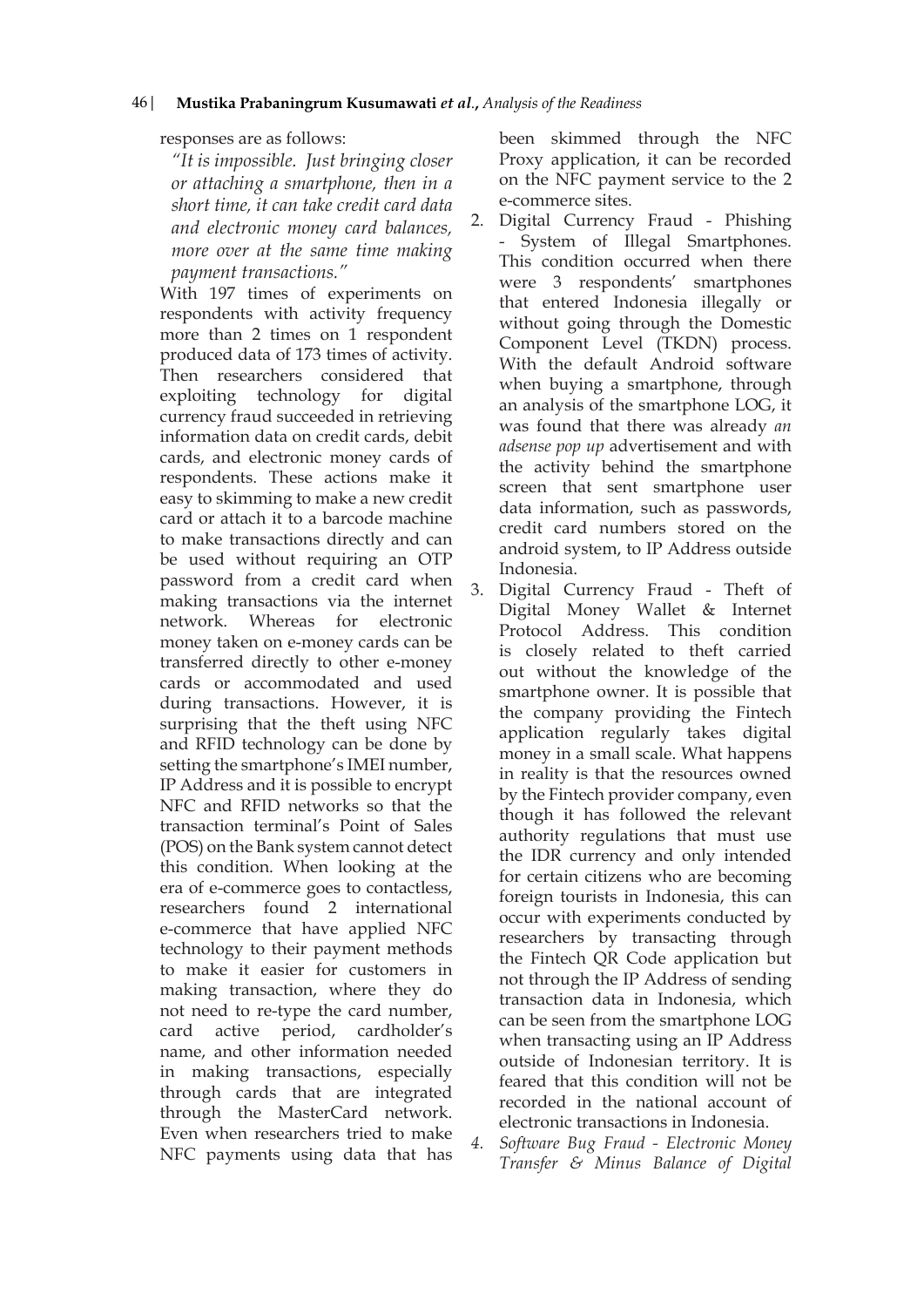responses are as follows:

*"It is impossible. Just bringing closer or attaching a smartphone, then in a short time, it can take credit card data and electronic money card balances, more over at the same time making payment transactions."*

With 197 times of experiments on respondents with activity frequency more than 2 times on 1 respondent produced data of 173 times of activity. Then researchers considered that exploiting technology for digital currency fraud succeeded in retrieving information data on credit cards, debit cards, and electronic money cards of respondents. These actions make it easy to skimming to make a new credit card or attach it to a barcode machine to make transactions directly and can be used without requiring an OTP password from a credit card when making transactions via the internet network. Whereas for electronic money taken on e-money cards can be transferred directly to other e-money cards or accommodated and used during transactions. However, it is surprising that the theft using NFC and RFID technology can be done by setting the smartphone's IMEI number, IP Address and it is possible to encrypt NFC and RFID networks so that the transaction terminal's Point of Sales (POS) on the Bank system cannot detect this condition. When looking at the era of e-commerce goes to contactless, researchers found 2 international e-commerce that have applied NFC technology to their payment methods to make it easier for customers in making transaction, where they do not need to re-type the card number, card active period, cardholder's name, and other information needed in making transactions, especially through cards that are integrated through the MasterCard network. Even when researchers tried to make NFC payments using data that has been skimmed through the NFC Proxy application, it can be recorded on the NFC payment service to the 2 e-commerce sites.

2. Digital Currency Fraud - Phishing - System of Illegal Smartphones. This condition occurred when there were 3 respondents' smartphones that entered Indonesia illegally or without going through the Domestic Component Level (TKDN) process. With the default Android software when buying a smartphone, through an analysis of the smartphone LOG, it was found that there was already *an adsense pop up* advertisement and with the activity behind the smartphone screen that sent smartphone user data information, such as passwords, credit card numbers stored on the android system, to IP Address outside Indonesia.
3. Digital Currency Fraud - Theft of Digital Money Wallet & Internet Protocol Address. This condition is closely related to theft carried out without the knowledge of the smartphone owner. It is possible that the company providing the Fintech application regularly takes digital money in a small scale. What happens in reality is that the resources owned by the Fintech provider company, even though it has followed the relevant authority regulations that must use the IDR currency and only intended for certain citizens who are becoming foreign tourists in Indonesia, this can occur with experiments conducted by researchers by transacting through the Fintech QR Code application but not through the IP Address of sending transaction data in Indonesia, which can be seen from the smartphone LOG when transacting using an IP Address outside of Indonesian territory. It is feared that this condition will not be recorded in the national account of electronic transactions in Indonesia.
4. *Software Bug Fraud - Electronic Money Transfer & Minus Balance of Digital*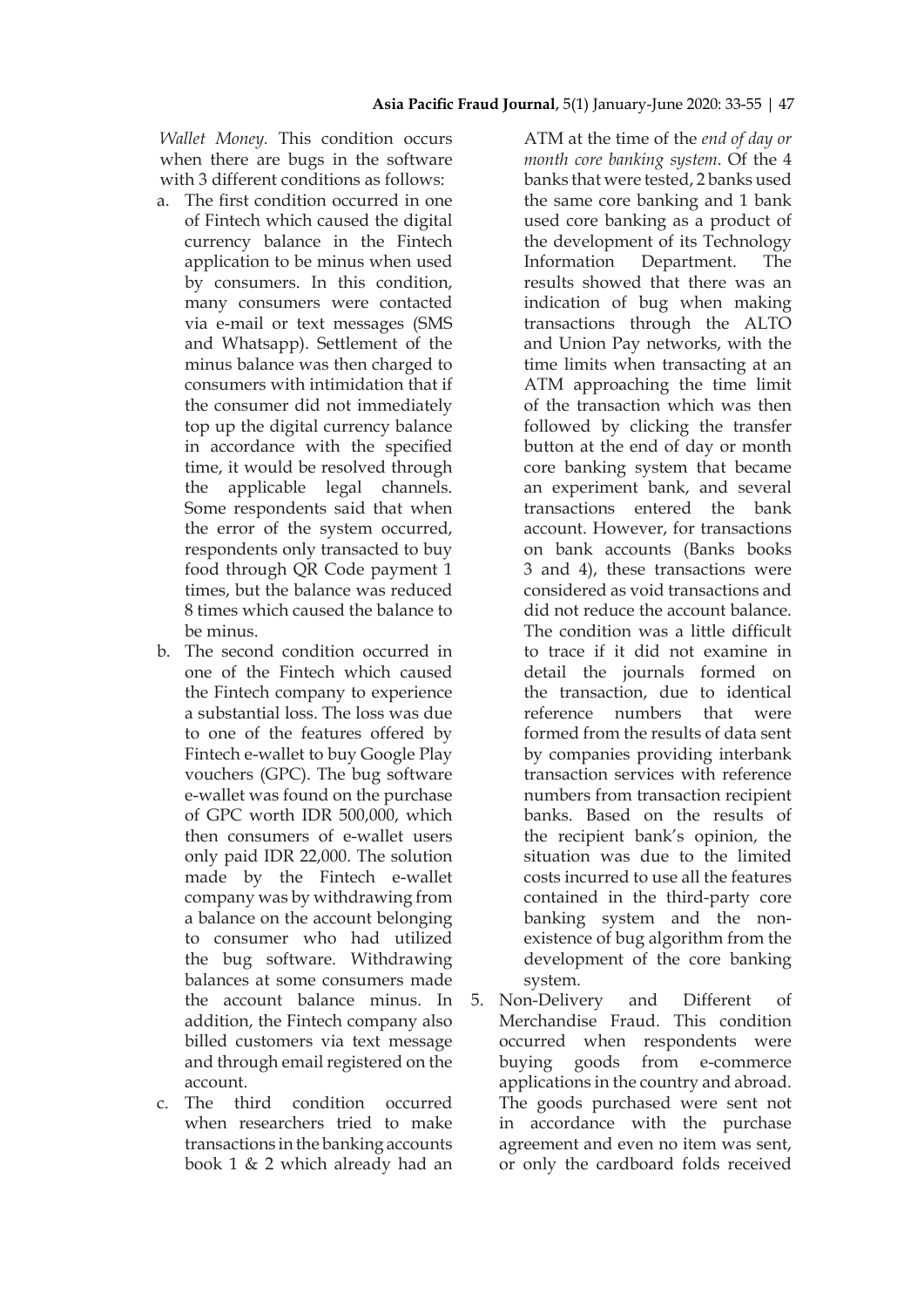*Wallet Money*. This condition occurs when there are bugs in the software with 3 different conditions as follows:

a. The first condition occurred in one of Fintech which caused the digital currency balance in the Fintech application to be minus when used by consumers. In this condition, many consumers were contacted via e-mail or text messages (SMS and Whatsapp). Settlement of the minus balance was then charged to consumers with intimidation that if the consumer did not immediately top up the digital currency balance in accordance with the specified time, it would be resolved through the applicable legal channels. Some respondents said that when the error of the system occurred, respondents only transacted to buy food through QR Code payment 1 times, but the balance was reduced 8 times which caused the balance to be minus.

b. The second condition occurred in one of the Fintech which caused the Fintech company to experience a substantial loss. The loss was due to one of the features offered by Fintech e-wallet to buy Google Play vouchers (GPC). The bug software e-wallet was found on the purchase of GPC worth IDR 500,000, which then consumers of e-wallet users only paid IDR 22,000. The solution made by the Fintech e-wallet company was by withdrawing from a balance on the account belonging to consumer who had utilized the bug software. Withdrawing balances at some consumers made the account balance minus. In addition, the Fintech company also billed customers via text message and through email registered on the account.

c. The third condition occurred when researchers tried to make transactions in the banking accounts book 1 & 2 which already had an ATM at the time of the *end of day or month core banking system*. Of the 4 banks that were tested, 2 banks used the same core banking and 1 bank used core banking as a product of the development of its Technology Information Department. The results showed that there was an indication of bug when making transactions through the ALTO and Union Pay networks, with the time limits when transacting at an ATM approaching the time limit of the transaction which was then followed by clicking the transfer button at the end of day or month core banking system that became an experiment bank, and several transactions entered the bank account. However, for transactions on bank accounts (Banks books 3 and 4), these transactions were considered as void transactions and did not reduce the account balance. The condition was a little difficult to trace if it did not examine in detail the journals formed on the transaction, due to identical reference numbers that were formed from the results of data sent by companies providing interbank transaction services with reference numbers from transaction recipient banks. Based on the results of the recipient bank's opinion, the situation was due to the limited costs incurred to use all the features contained in the third-party core banking system and the non-existence of bug algorithm from the development of the core banking system.

5. Non-Delivery and Different of Merchandise Fraud. This condition occurred when respondents were buying goods from e-commerce applications in the country and abroad. The goods purchased were sent not in accordance with the purchase agreement and even no item was sent, or only the cardboard folds received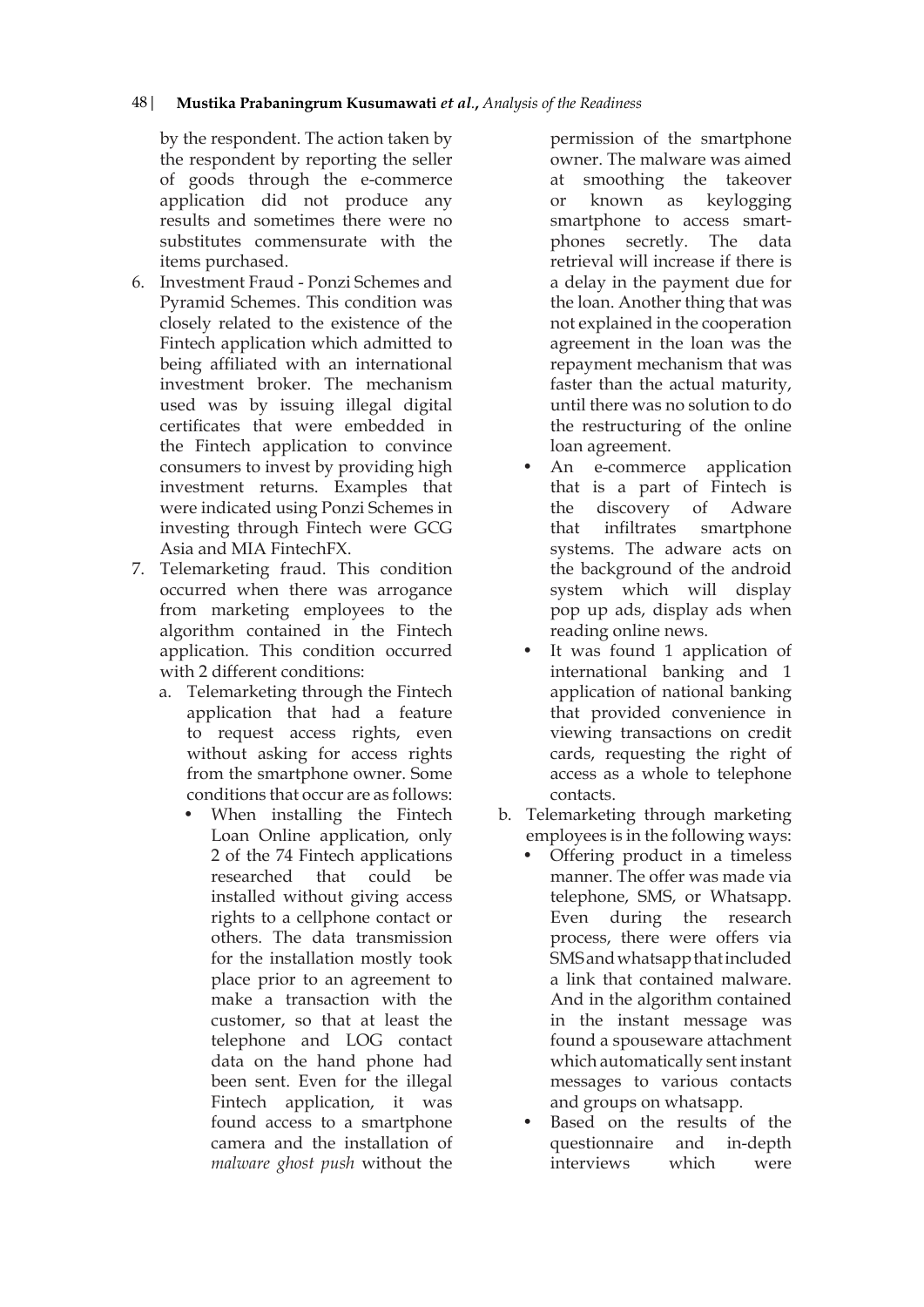by the respondent. The action taken by the respondent by reporting the seller of goods through the e-commerce application did not produce any results and sometimes there were no substitutes commensurate with the items purchased.

6. Investment Fraud - Ponzi Schemes and Pyramid Schemes. This condition was closely related to the existence of the Fintech application which admitted to being affiliated with an international investment broker. The mechanism used was by issuing illegal digital certificates that were embedded in the Fintech application to convince consumers to invest by providing high investment returns. Examples that were indicated using Ponzi Schemes in investing through Fintech were GCG Asia and MIA FintechFX.
7. Telemarketing fraud. This condition occurred when there was arrogance from marketing employees to the algorithm contained in the Fintech application. This condition occurred with 2 different conditions:
   a. Telemarketing through the Fintech application that had a feature to request access rights, even without asking for access rights from the smartphone owner. Some conditions that occur are as follows:
      - When installing the Fintech Loan Online application, only 2 of the 74 Fintech applications researched that could be installed without giving access rights to a cellphone contact or others. The data transmission for the installation mostly took place prior to an agreement to make a transaction with the customer, so that at least the telephone and LOG contact data on the hand phone had been sent. Even for the illegal Fintech application, it was found access to a smartphone camera and the installation of *malware ghost push* without the permission of the smartphone owner. The malware was aimed at smoothing the takeover or known as keylogging smartphone to access smart-phones secretly. The data retrieval will increase if there is a delay in the payment due for the loan. Another thing that was not explained in the cooperation agreement in the loan was the repayment mechanism that was faster than the actual maturity, until there was no solution to do the restructuring of the online loan agreement.
      - An e-commerce application that is a part of Fintech is the discovery of Adware that infiltrates smartphone systems. The adware acts on the background of the android system which will display pop up ads, display ads when reading online news.
      - It was found 1 application of international banking and 1 application of national banking that provided convenience in viewing transactions on credit cards, requesting the right of access as a whole to telephone contacts.

   b. Telemarketing through marketing employees is in the following ways:
      - Offering product in a timeless manner. The offer was made via telephone, SMS, or Whatsapp. Even during the research process, there were offers via SMS and whatsapp that included a link that contained malware. And in the algorithm contained in the instant message was found a spouseware attachment which automatically sent instant messages to various contacts and groups on whatsapp.
      - Based on the results of the questionnaire and in-depth interviews which were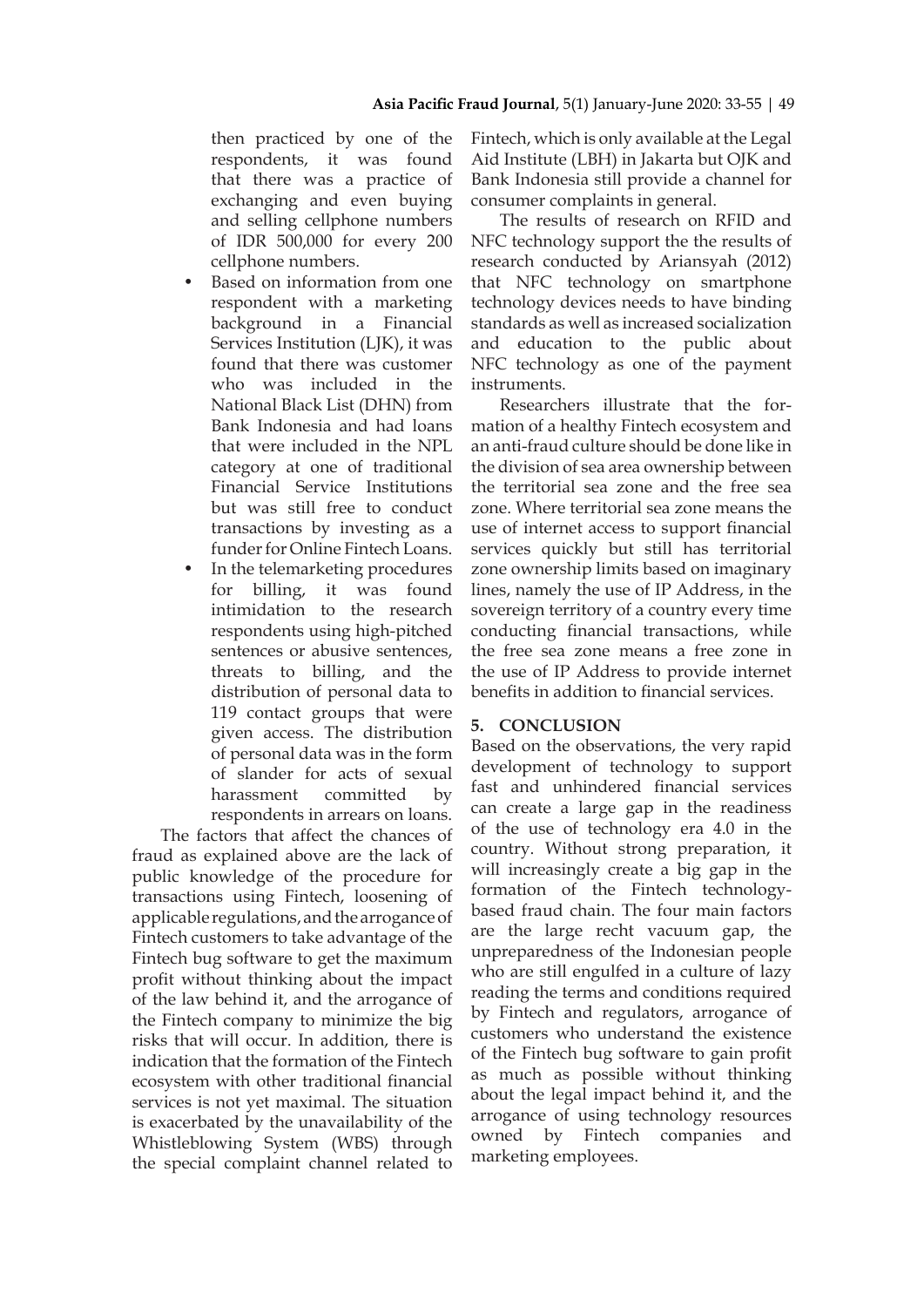then practiced by one of the respondents, it was found that there was a practice of exchanging and even buying and selling cellphone numbers of IDR 500,000 for every 200 cellphone numbers.

- Based on information from one respondent with a marketing background in a Financial Services Institution (LJK), it was found that there was customer who was included in the National Black List (DHN) from Bank Indonesia and had loans that were included in the NPL category at one of traditional Financial Service Institutions but was still free to conduct transactions by investing as a funder for Online Fintech Loans.
- In the telemarketing procedures for billing, it was found intimidation to the research respondents using high-pitched sentences or abusive sentences, threats to billing, and the distribution of personal data to 119 contact groups that were given access. The distribution of personal data was in the form of slander for acts of sexual harassment committed by respondents in arrears on loans.

The factors that affect the chances of fraud as explained above are the lack of public knowledge of the procedure for transactions using Fintech, loosening of applicable regulations, and the arrogance of Fintech customers to take advantage of the Fintech bug software to get the maximum profit without thinking about the impact of the law behind it, and the arrogance of the Fintech company to minimize the big risks that will occur. In addition, there is indication that the formation of the Fintech ecosystem with other traditional financial services is not yet maximal. The situation is exacerbated by the unavailability of the Whistleblowing System (WBS) through the special complaint channel related to Fintech, which is only available at the Legal Aid Institute (LBH) in Jakarta but OJK and Bank Indonesia still provide a channel for consumer complaints in general.

The results of research on RFID and NFC technology support the the results of research conducted by Ariansyah (2012) that NFC technology on smartphone technology devices needs to have binding standards as well as increased socialization and education to the public about NFC technology as one of the payment instruments.

Researchers illustrate that the formation of a healthy Fintech ecosystem and an anti-fraud culture should be done like in the division of sea area ownership between the territorial sea zone and the free sea zone. Where territorial sea zone means the use of internet access to support financial services quickly but still has territorial zone ownership limits based on imaginary lines, namely the use of IP Address, in the sovereign territory of a country every time conducting financial transactions, while the free sea zone means a free zone in the use of IP Address to provide internet benefits in addition to financial services.

## 5. CONCLUSION

Based on the observations, the very rapid development of technology to support fast and unhindered financial services can create a large gap in the readiness of the use of technology era 4.0 in the country. Without strong preparation, it will increasingly create a big gap in the formation of the Fintech technology-based fraud chain. The four main factors are the large recht vacuum gap, the unpreparedness of the Indonesian people who are still engulfed in a culture of lazy reading the terms and conditions required by Fintech and regulators, arrogance of customers who understand the existence of the Fintech bug software to gain profit as much as possible without thinking about the legal impact behind it, and the arrogance of using technology resources owned by Fintech companies and marketing employees.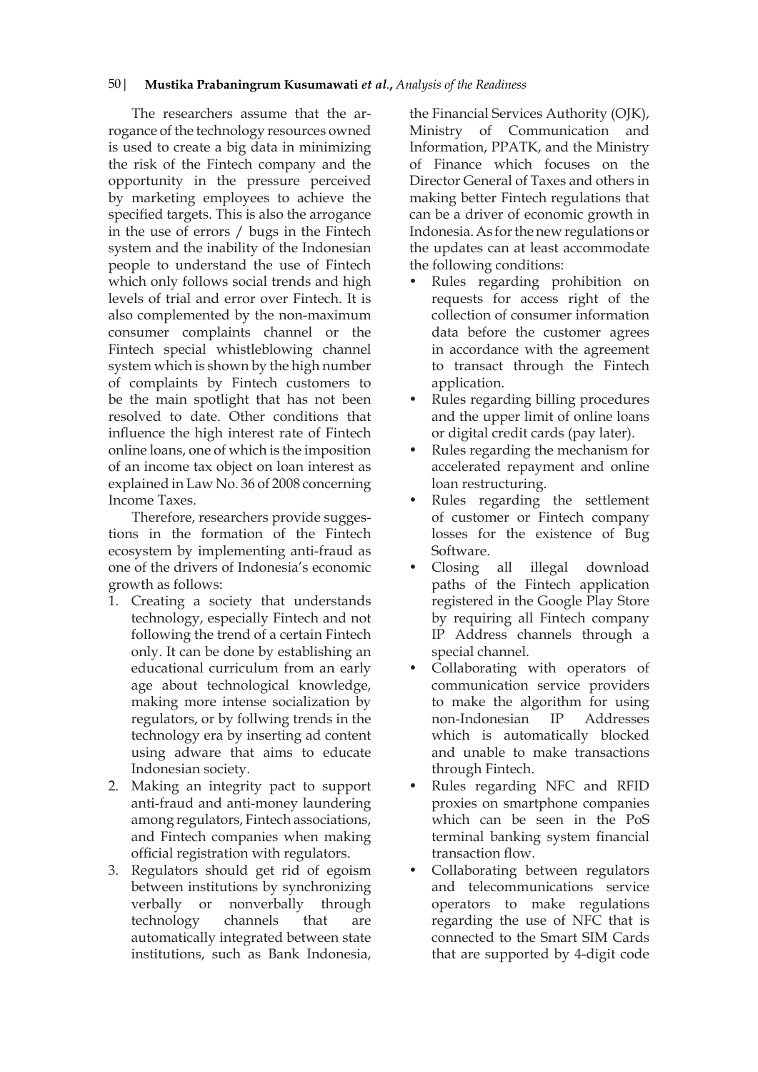The researchers assume that the arrogance of the technology resources owned is used to create a big data in minimizing the risk of the Fintech company and the opportunity in the pressure perceived by marketing employees to achieve the specified targets. This is also the arrogance in the use of errors / bugs in the Fintech system and the inability of the Indonesian people to understand the use of Fintech which only follows social trends and high levels of trial and error over Fintech. It is also complemented by the non-maximum consumer complaints channel or the Fintech special whistleblowing channel system which is shown by the high number of complaints by Fintech customers to be the main spotlight that has not been resolved to date. Other conditions that influence the high interest rate of Fintech online loans, one of which is the imposition of an income tax object on loan interest as explained in Law No. 36 of 2008 concerning Income Taxes.

Therefore, researchers provide suggestions in the formation of the Fintech ecosystem by implementing anti-fraud as one of the drivers of Indonesia's economic growth as follows:

1. Creating a society that understands technology, especially Fintech and not following the trend of a certain Fintech only. It can be done by establishing an educational curriculum from an early age about technological knowledge, making more intense socialization by regulators, or by follwing trends in the technology era by inserting ad content using adware that aims to educate Indonesian society.
2. Making an integrity pact to support anti-fraud and anti-money laundering among regulators, Fintech associations, and Fintech companies when making official registration with regulators.
3. Regulators should get rid of egoism between institutions by synchronizing verbally or nonverbally through technology channels that are automatically integrated between state institutions, such as Bank Indonesia, the Financial Services Authority (OJK), Ministry of Communication and Information, PPATK, and the Ministry of Finance which focuses on the Director General of Taxes and others in making better Fintech regulations that can be a driver of economic growth in Indonesia. As for the new regulations or the updates can at least accommodate the following conditions:
   - Rules regarding prohibition on requests for access right of the collection of consumer information data before the customer agrees in accordance with the agreement to transact through the Fintech application.
   - Rules regarding billing procedures and the upper limit of online loans or digital credit cards (pay later).
   - Rules regarding the mechanism for accelerated repayment and online loan restructuring.
   - Rules regarding the settlement of customer or Fintech company losses for the existence of Bug Software.
   - Closing all illegal download paths of the Fintech application registered in the Google Play Store by requiring all Fintech company IP Address channels through a special channel.
   - Collaborating with operators of communication service providers to make the algorithm for using non-Indonesian IP Addresses which is automatically blocked and unable to make transactions through Fintech.
   - Rules regarding NFC and RFID proxies on smartphone companies which can be seen in the PoS terminal banking system financial transaction flow.
   - Collaborating between regulators and telecommunications service operators to make regulations regarding the use of NFC that is connected to the Smart SIM Cards that are supported by 4-digit code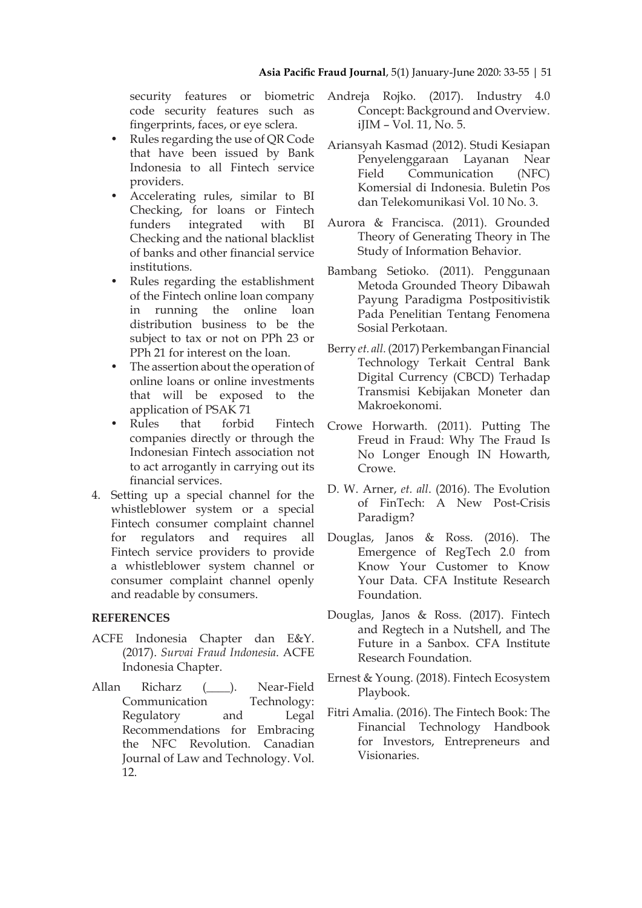security features or biometric code security features such as fingerprints, faces, or eye sclera.

- Rules regarding the use of QR Code that have been issued by Bank Indonesia to all Fintech service providers.
- Accelerating rules, similar to BI Checking, for loans or Fintech funders integrated with BI Checking and the national blacklist of banks and other financial service institutions.
- Rules regarding the establishment of the Fintech online loan company in running the online loan distribution business to be the subject to tax or not on PPh 23 or PPh 21 for interest on the loan.
- The assertion about the operation of online loans or online investments that will be exposed to the application of PSAK 71
- Rules that forbid Fintech companies directly or through the Indonesian Fintech association not to act arrogantly in carrying out its financial services.

4. Setting up a special channel for the whistleblower system or a special Fintech consumer complaint channel for regulators and requires all Fintech service providers to provide a whistleblower system channel or consumer complaint channel openly and readable by consumers.

## REFERENCES

ACFE Indonesia Chapter dan E&Y. (2017). *Survai Fraud Indonesia*. ACFE Indonesia Chapter.

Allan Richarz (____). Near-Field Communication Technology: Regulatory and Legal Recommendations for Embracing the NFC Revolution. Canadian Journal of Law and Technology. Vol. 12.

Andreja Rojko. (2017). Industry 4.0 Concept: Background and Overview. iJIM – Vol. 11, No. 5.

Ariansyah Kasmad (2012). Studi Kesiapan Penyelenggaraan Layanan Near Field Communication (NFC) Komersial di Indonesia. Buletin Pos dan Telekomunikasi Vol. 10 No. 3.

Aurora & Francisca. (2011). Grounded Theory of Generating Theory in The Study of Information Behavior.

Bambang Setioko. (2011). Penggunaan Metoda Grounded Theory Dibawah Payung Paradigma Postpositivistik Pada Penelitian Tentang Fenomena Sosial Perkotaan.

Berry *et. all.* (2017) Perkembangan Financial Technology Terkait Central Bank Digital Currency (CBCD) Terhadap Transmisi Kebijakan Moneter dan Makroekonomi.

Crowe Horwarth. (2011). Putting The Freud in Fraud: Why The Fraud Is No Longer Enough IN Howarth, Crowe.

D. W. Arner, *et. all*. (2016). The Evolution of FinTech: A New Post-Crisis Paradigm?

Douglas, Janos & Ross. (2016). The Emergence of RegTech 2.0 from Know Your Customer to Know Your Data. CFA Institute Research Foundation.

Douglas, Janos & Ross. (2017). Fintech and Regtech in a Nutshell, and The Future in a Sanbox. CFA Institute Research Foundation.

Ernest & Young. (2018). Fintech Ecosystem Playbook.

Fitri Amalia. (2016). The Fintech Book: The Financial Technology Handbook for Investors, Entrepreneurs and Visionaries.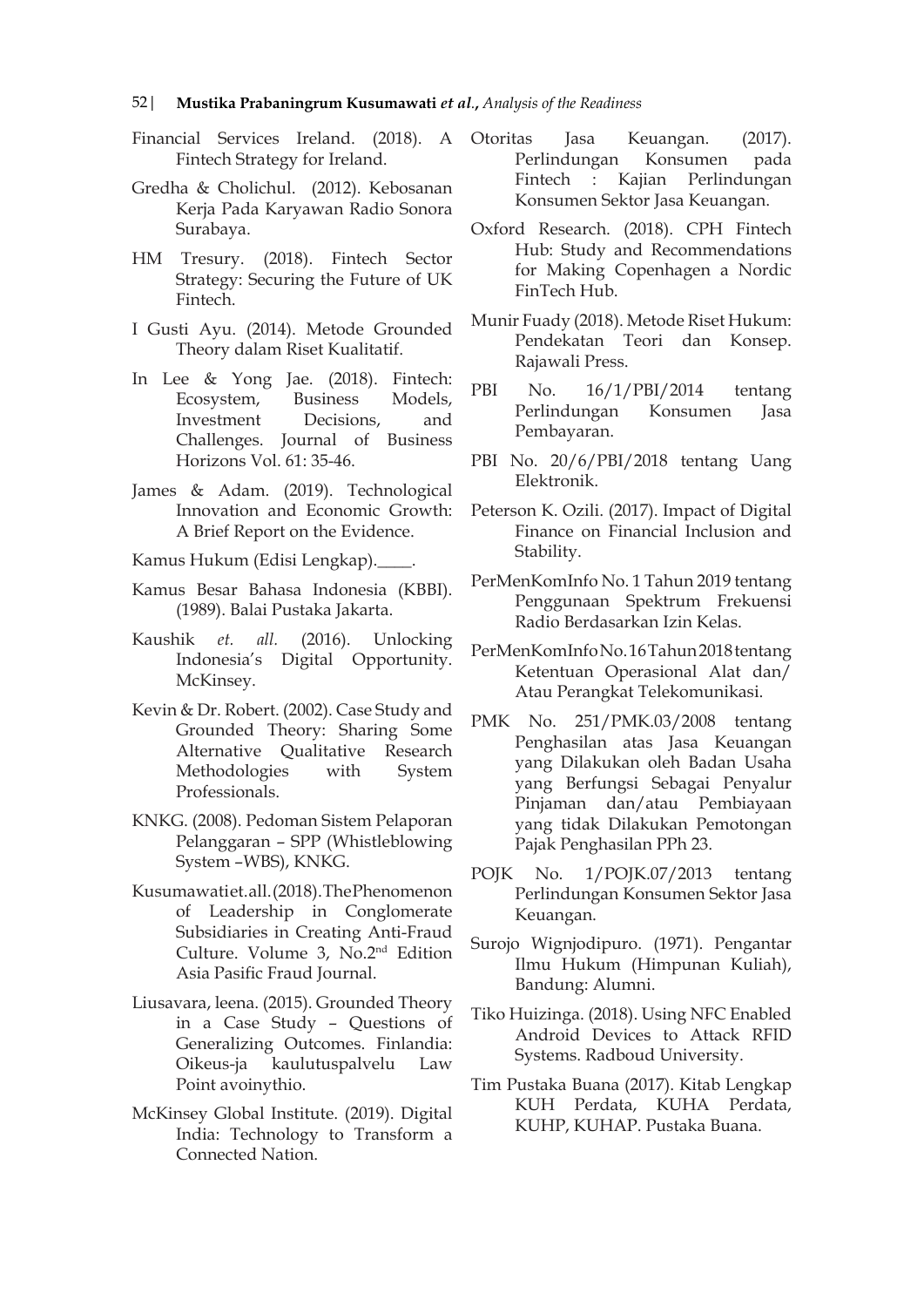Financial Services Ireland. (2018). A Fintech Strategy for Ireland.

Gredha & Cholichul. (2012). Kebosanan Kerja Pada Karyawan Radio Sonora Surabaya.

HM Tresury. (2018). Fintech Sector Strategy: Securing the Future of UK Fintech.

I Gusti Ayu. (2014). Metode Grounded Theory dalam Riset Kualitatif.

In Lee & Yong Jae. (2018). Fintech: Ecosystem, Business Models, Investment Decisions, and Challenges. Journal of Business Horizons Vol. 61: 35-46.

James & Adam. (2019). Technological Innovation and Economic Growth: A Brief Report on the Evidence.

Kamus Hukum (Edisi Lengkap).____.

Kamus Besar Bahasa Indonesia (KBBI). (1989). Balai Pustaka Jakarta.

Kaushik *et. all.* (2016). Unlocking Indonesia's Digital Opportunity. McKinsey.

Kevin & Dr. Robert. (2002). Case Study and Grounded Theory: Sharing Some Alternative Qualitative Research Methodologies with System Professionals.

KNKG. (2008). Pedoman Sistem Pelaporan Pelanggaran – SPP (Whistleblowing System –WBS), KNKG.

Kusumawati et. all. (2018). The Phenomenon of Leadership in Conglomerate Subsidiaries in Creating Anti-Fraud Culture. Volume 3, No.2nd Edition Asia Pasific Fraud Journal.

Liusavara, leena. (2015). Grounded Theory in a Case Study – Questions of Generalizing Outcomes. Finlandia: Oikeus-ja kaulutuspalvelu Law Point avoinythio.

McKinsey Global Institute. (2019). Digital India: Technology to Transform a Connected Nation.

Otoritas Jasa Keuangan. (2017). Perlindungan Konsumen pada Fintech : Kajian Perlindungan Konsumen Sektor Jasa Keuangan.

Oxford Research. (2018). CPH Fintech Hub: Study and Recommendations for Making Copenhagen a Nordic FinTech Hub.

Munir Fuady (2018). Metode Riset Hukum: Pendekatan Teori dan Konsep. Rajawali Press.

PBI No. 16/1/PBI/2014 tentang Perlindungan Konsumen Jasa Pembayaran.

PBI No. 20/6/PBI/2018 tentang Uang Elektronik.

Peterson K. Ozili. (2017). Impact of Digital Finance on Financial Inclusion and Stability.

PerMenKomInfo No. 1 Tahun 2019 tentang Penggunaan Spektrum Frekuensi Radio Berdasarkan Izin Kelas.

PerMenKomInfo No. 16 Tahun 2018 tentang Ketentuan Operasional Alat dan/Atau Perangkat Telekomunikasi.

PMK No. 251/PMK.03/2008 tentang Penghasilan atas Jasa Keuangan yang Dilakukan oleh Badan Usaha yang Berfungsi Sebagai Penyalur Pinjaman dan/atau Pembiayaan yang tidak Dilakukan Pemotongan Pajak Penghasilan PPh 23.

POJK No. 1/POJK.07/2013 tentang Perlindungan Konsumen Sektor Jasa Keuangan.

Surojo Wignjodipuro. (1971). Pengantar Ilmu Hukum (Himpunan Kuliah), Bandung: Alumni.

Tiko Huizinga. (2018). Using NFC Enabled Android Devices to Attack RFID Systems. Radboud University.

Tim Pustaka Buana (2017). Kitab Lengkap KUH Perdata, KUHA Perdata, KUHP, KUHAP. Pustaka Buana.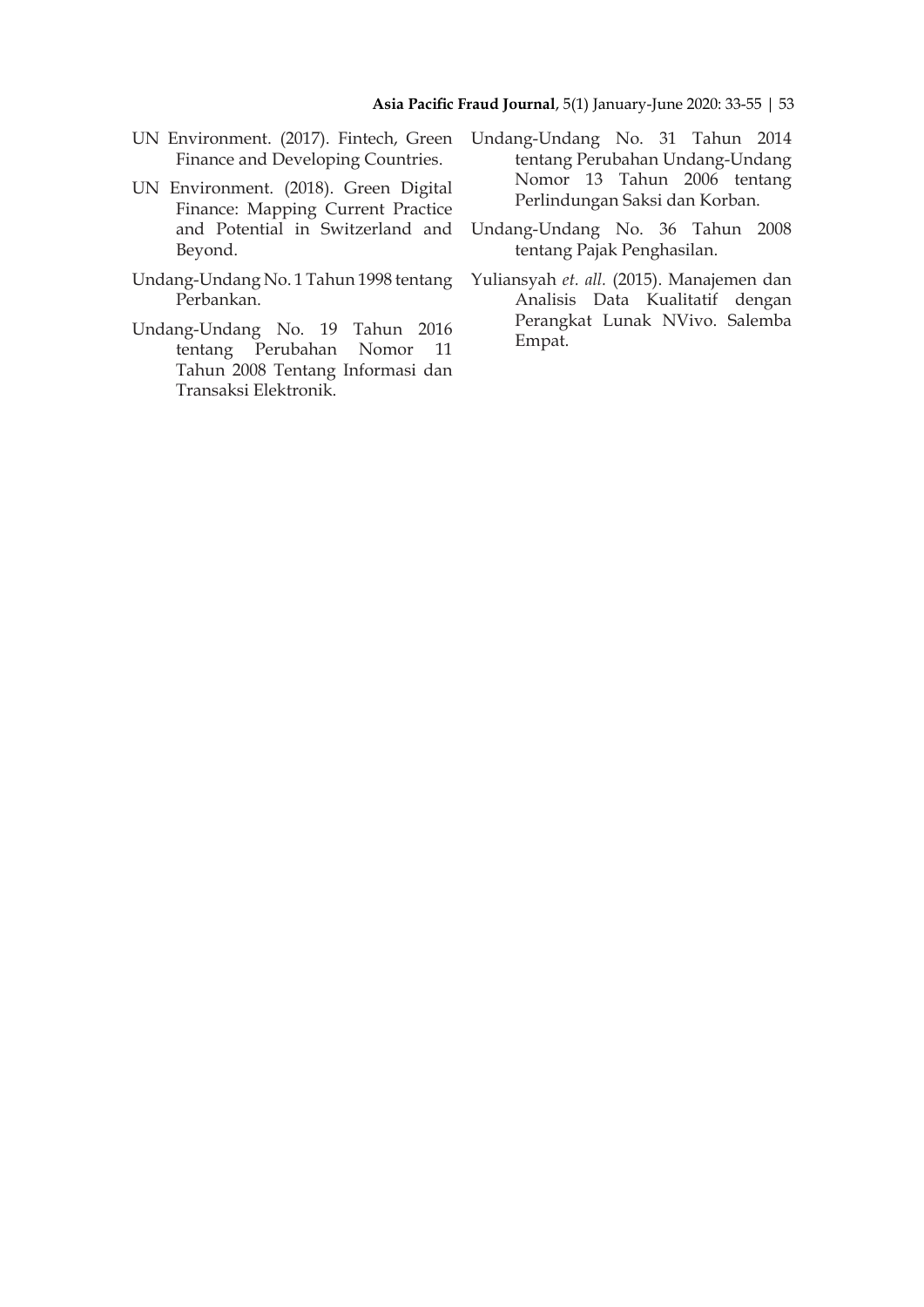UN Environment. (2017). Fintech, Green Finance and Developing Countries.

UN Environment. (2018). Green Digital Finance: Mapping Current Practice and Potential in Switzerland and Beyond.

Undang-Undang No. 1 Tahun 1998 tentang Perbankan.

Undang-Undang No. 19 Tahun 2016 tentang Perubahan Nomor 11 Tahun 2008 Tentang Informasi dan Transaksi Elektronik.

Undang-Undang No. 31 Tahun 2014 tentang Perubahan Undang-Undang Nomor 13 Tahun 2006 tentang Perlindungan Saksi dan Korban.

Undang-Undang No. 36 Tahun 2008 tentang Pajak Penghasilan.

Yuliansyah *et. all.* (2015). Manajemen dan Analisis Data Kualitatif dengan Perangkat Lunak NVivo. Salemba Empat.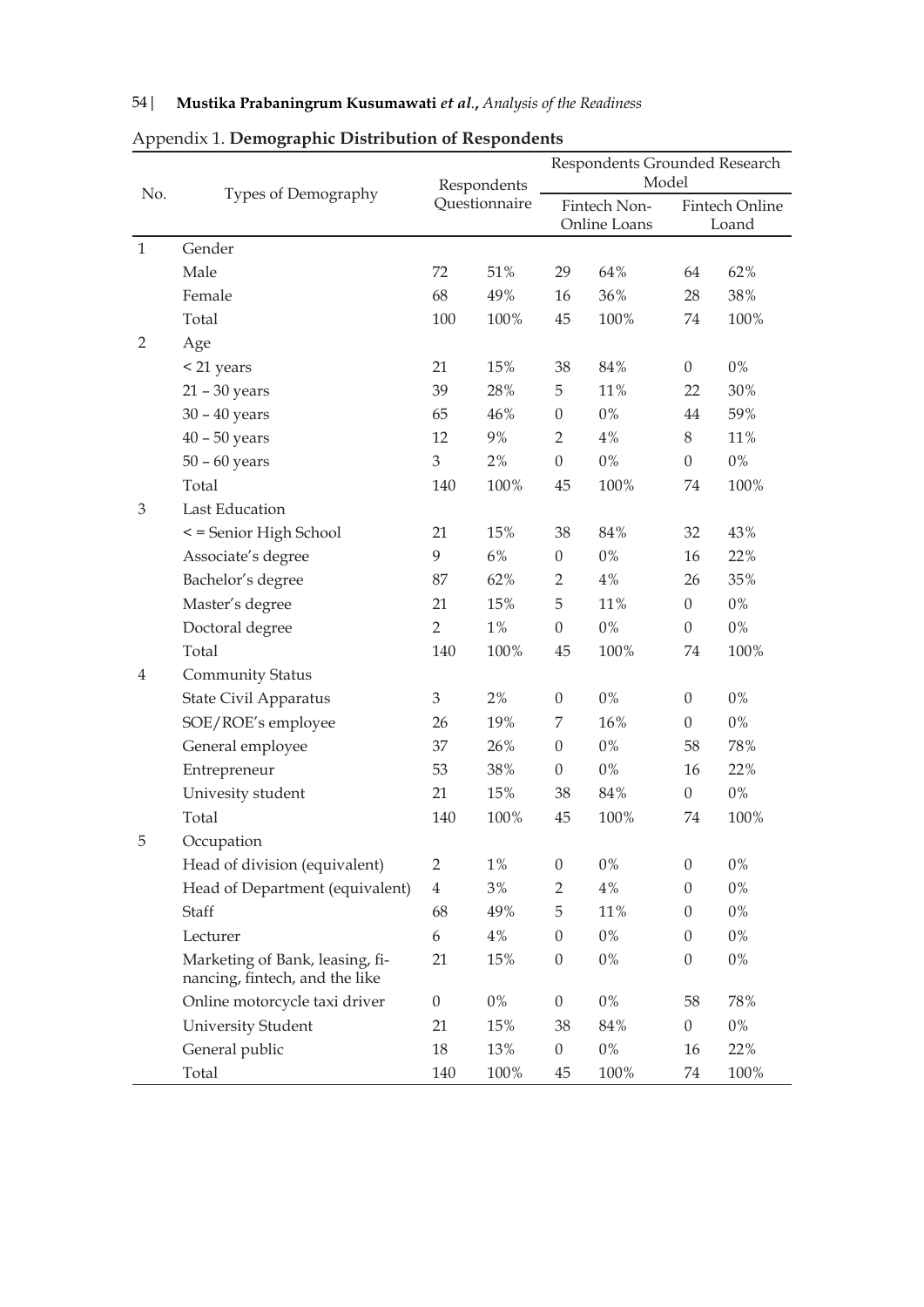Appendix 1. **Demographic Distribution of Respondents**

| No. | Types of Demography | Respondents Questionnaire | | Respondents Grounded Research Model | | | |
|---|---|---|---|---|---|---|---|
| | | | | Fintech Non-Online Loans | | Fintech Online Loand | |
| 1 | Gender | | | | | | |
| | Male | 72 | 51% | 29 | 64% | 64 | 62% |
| | Female | 68 | 49% | 16 | 36% | 28 | 38% |
| | Total | 100 | 100% | 45 | 100% | 74 | 100% |
| 2 | Age | | | | | | |
| | < 21 years | 21 | 15% | 38 | 84% | 0 | 0% |
| | 21 – 30 years | 39 | 28% | 5 | 11% | 22 | 30% |
| | 30 – 40 years | 65 | 46% | 0 | 0% | 44 | 59% |
| | 40 – 50 years | 12 | 9% | 2 | 4% | 8 | 11% |
| | 50 – 60 years | 3 | 2% | 0 | 0% | 0 | 0% |
| | Total | 140 | 100% | 45 | 100% | 74 | 100% |
| 3 | Last Education | | | | | | |
| | < = Senior High School | 21 | 15% | 38 | 84% | 32 | 43% |
| | Associate's degree | 9 | 6% | 0 | 0% | 16 | 22% |
| | Bachelor's degree | 87 | 62% | 2 | 4% | 26 | 35% |
| | Master's degree | 21 | 15% | 5 | 11% | 0 | 0% |
| | Doctoral degree | 2 | 1% | 0 | 0% | 0 | 0% |
| | Total | 140 | 100% | 45 | 100% | 74 | 100% |
| 4 | Community Status | | | | | | |
| | State Civil Apparatus | 3 | 2% | 0 | 0% | 0 | 0% |
| | SOE/ROE's employee | 26 | 19% | 7 | 16% | 0 | 0% |
| | General employee | 37 | 26% | 0 | 0% | 58 | 78% |
| | Entrepreneur | 53 | 38% | 0 | 0% | 16 | 22% |
| | Univesity student | 21 | 15% | 38 | 84% | 0 | 0% |
| | Total | 140 | 100% | 45 | 100% | 74 | 100% |
| 5 | Occupation | | | | | | |
| | Head of division (equivalent) | 2 | 1% | 0 | 0% | 0 | 0% |
| | Head of Department (equivalent) | 4 | 3% | 2 | 4% | 0 | 0% |
| | Staff | 68 | 49% | 5 | 11% | 0 | 0% |
| | Lecturer | 6 | 4% | 0 | 0% | 0 | 0% |
| | Marketing of Bank, leasing, financing, fintech, and the like | 21 | 15% | 0 | 0% | 0 | 0% |
| | Online motorcycle taxi driver | 0 | 0% | 0 | 0% | 58 | 78% |
| | University Student | 21 | 15% | 38 | 84% | 0 | 0% |
| | General public | 18 | 13% | 0 | 0% | 16 | 22% |
| | Total | 140 | 100% | 45 | 100% | 74 | 100% |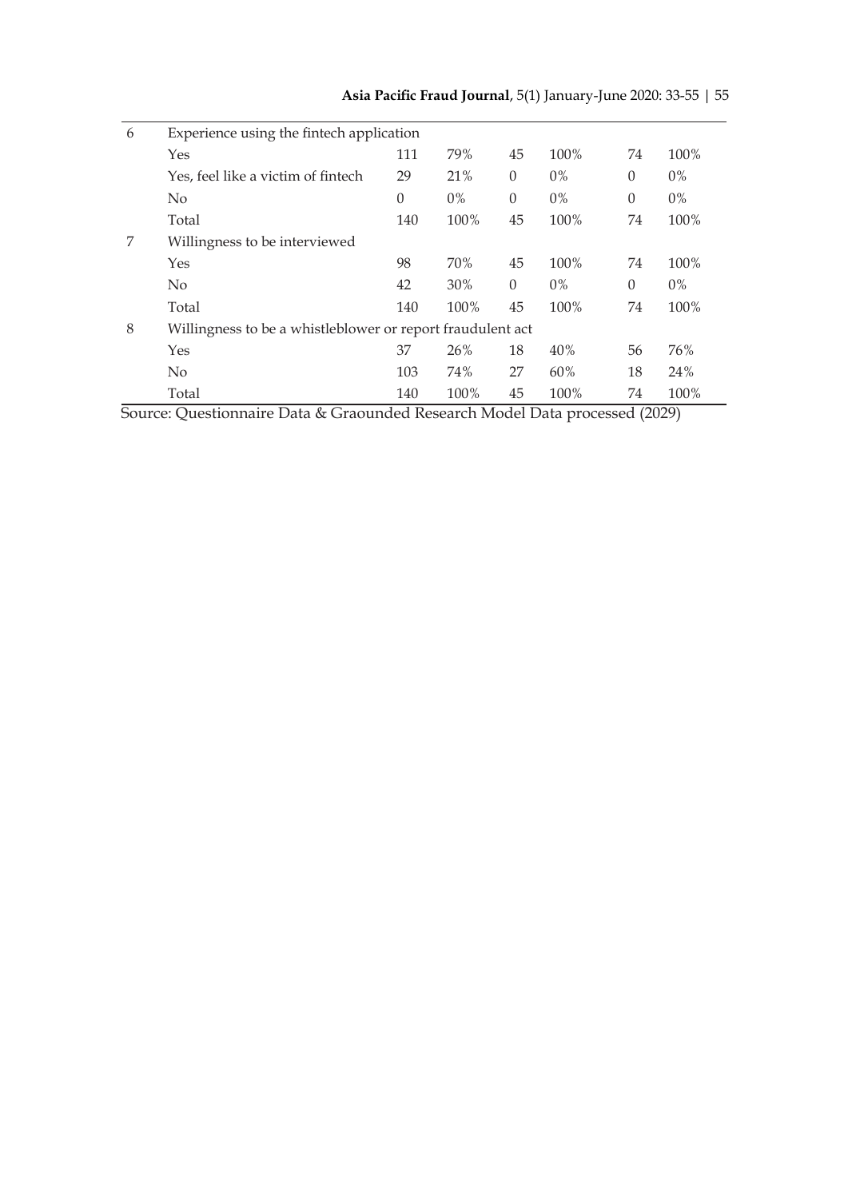| | | | | | | | |
|---|---|---|---|---|---|---|---|
| 6 | Experience using the fintech application | | | | | | |
| | Yes | 111 | 79% | 45 | 100% | 74 | 100% |
| | Yes, feel like a victim of fintech | 29 | 21% | 0 | 0% | 0 | 0% |
| | No | 0 | 0% | 0 | 0% | 0 | 0% |
| | Total | 140 | 100% | 45 | 100% | 74 | 100% |
| 7 | Willingness to be interviewed | | | | | | |
| | Yes | 98 | 70% | 45 | 100% | 74 | 100% |
| | No | 42 | 30% | 0 | 0% | 0 | 0% |
| | Total | 140 | 100% | 45 | 100% | 74 | 100% |
| 8 | Willingness to be a whistleblower or report fraudulent act | | | | | | |
| | Yes | 37 | 26% | 18 | 40% | 56 | 76% |
| | No | 103 | 74% | 27 | 60% | 18 | 24% |
| | Total | 140 | 100% | 45 | 100% | 74 | 100% |

Source: Questionnaire Data & Graounded Research Model Data processed (2029)